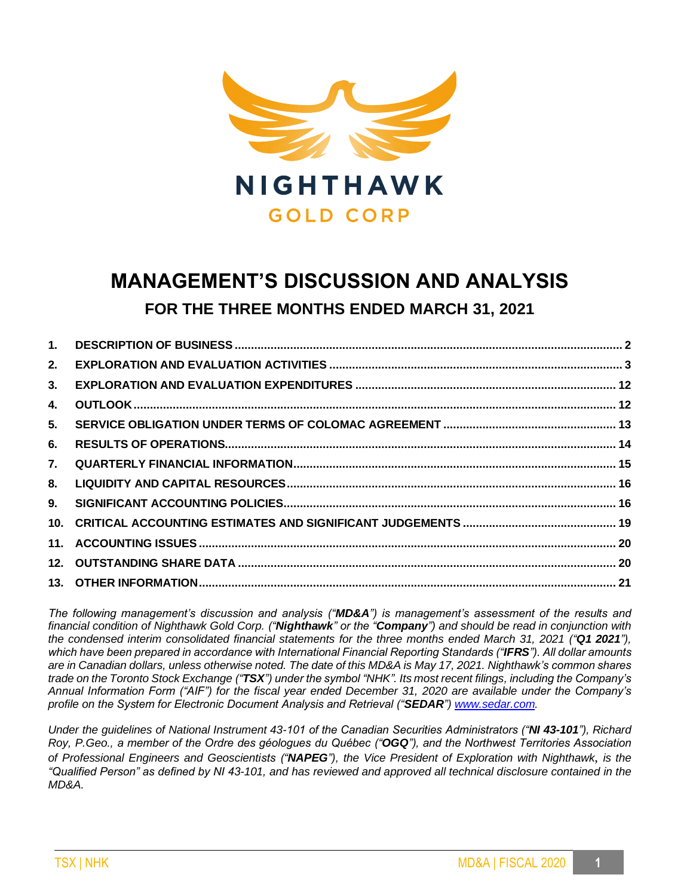NIGHTHAWK

GOLD CORP

# MANAGEMENT'S DISCUSSION AND ANALYSIS

## FOR THE THREE MONTHS ENDED MARCH 31, 2021

| | | |
|---|---|---|
| 1. | DESCRIPTION OF BUSINESS | 2 |
| 2. | EXPLORATION AND EVALUATION ACTIVITIES | 3 |
| 3. | EXPLORATION AND EVALUATION EXPENDITURES | 12 |
| 4. | OUTLOOK | 12 |
| 5. | SERVICE OBLIGATION UNDER TERMS OF COLOMAC AGREEMENT | 13 |
| 6. | RESULTS OF OPERATIONS | 14 |
| 7. | QUARTERLY FINANCIAL INFORMATION | 15 |
| 8. | LIQUIDITY AND CAPITAL RESOURCES | 16 |
| 9. | SIGNIFICANT ACCOUNTING POLICIES | 16 |
| 10. | CRITICAL ACCOUNTING ESTIMATES AND SIGNIFICANT JUDGEMENTS | 19 |
| 11. | ACCOUNTING ISSUES | 20 |
| 12. | OUTSTANDING SHARE DATA | 20 |
| 13. | OTHER INFORMATION | 21 |

*The following management's discussion and analysis ("**MD&A**") is management's assessment of the results and financial condition of Nighthawk Gold Corp. ("**Nighthawk**" or the "**Company**") and should be read in conjunction with the condensed interim consolidated financial statements for the three months ended March 31, 2021 ("**Q1 2021**"), which have been prepared in accordance with International Financial Reporting Standards ("**IFRS**"). All dollar amounts are in Canadian dollars, unless otherwise noted. The date of this MD&A is May 17, 2021. Nighthawk's common shares trade on the Toronto Stock Exchange ("**TSX**") under the symbol "NHK". Its most recent filings, including the Company's Annual Information Form ("AIF") for the fiscal year ended December 31, 2020 are available under the Company's profile on the System for Electronic Document Analysis and Retrieval ("**SEDAR**") www.sedar.com.*

*Under the guidelines of National Instrument 43-101 of the Canadian Securities Administrators ("**NI 43-101**"), Richard Roy, P.Geo., a member of the Ordre des géologues du Québec ("**OGQ**"), and the Northwest Territories Association of Professional Engineers and Geoscientists ("**NAPEG**"), the Vice President of Exploration with Nighthawk, is the "Qualified Person" as defined by NI 43-101, and has reviewed and approved all technical disclosure contained in the MD&A.*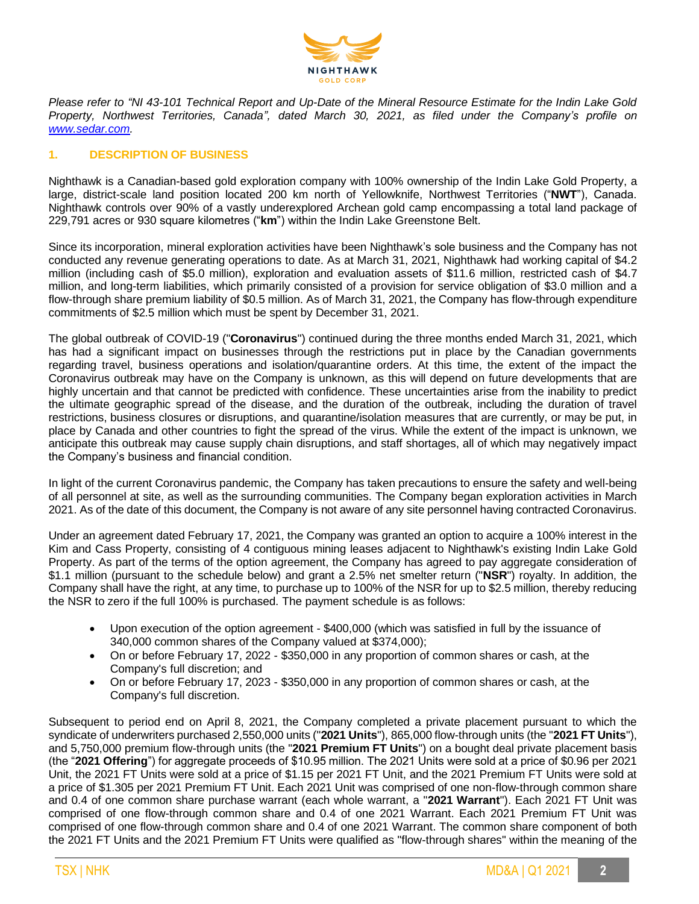*Please refer to "NI 43-101 Technical Report and Up-Date of the Mineral Resource Estimate for the Indin Lake Gold Property, Northwest Territories, Canada", dated March 30, 2021, as filed under the Company's profile on [www.sedar.com](www.sedar.com).*

## 1. DESCRIPTION OF BUSINESS

Nighthawk is a Canadian-based gold exploration company with 100% ownership of the Indin Lake Gold Property, a large, district-scale land position located 200 km north of Yellowknife, Northwest Territories ("**NWT**"), Canada. Nighthawk controls over 90% of a vastly underexplored Archean gold camp encompassing a total land package of 229,791 acres or 930 square kilometres ("**km**") within the Indin Lake Greenstone Belt.

Since its incorporation, mineral exploration activities have been Nighthawk's sole business and the Company has not conducted any revenue generating operations to date. As at March 31, 2021, Nighthawk had working capital of $4.2 million (including cash of $5.0 million), exploration and evaluation assets of $11.6 million, restricted cash of $4.7 million, and long-term liabilities, which primarily consisted of a provision for service obligation of $3.0 million and a flow-through share premium liability of $0.5 million. As of March 31, 2021, the Company has flow-through expenditure commitments of $2.5 million which must be spent by December 31, 2021.

The global outbreak of COVID-19 ("**Coronavirus**") continued during the three months ended March 31, 2021, which has had a significant impact on businesses through the restrictions put in place by the Canadian governments regarding travel, business operations and isolation/quarantine orders. At this time, the extent of the impact the Coronavirus outbreak may have on the Company is unknown, as this will depend on future developments that are highly uncertain and that cannot be predicted with confidence. These uncertainties arise from the inability to predict the ultimate geographic spread of the disease, and the duration of the outbreak, including the duration of travel restrictions, business closures or disruptions, and quarantine/isolation measures that are currently, or may be put, in place by Canada and other countries to fight the spread of the virus. While the extent of the impact is unknown, we anticipate this outbreak may cause supply chain disruptions, and staff shortages, all of which may negatively impact the Company's business and financial condition.

In light of the current Coronavirus pandemic, the Company has taken precautions to ensure the safety and well-being of all personnel at site, as well as the surrounding communities. The Company began exploration activities in March 2021. As of the date of this document, the Company is not aware of any site personnel having contracted Coronavirus.

Under an agreement dated February 17, 2021, the Company was granted an option to acquire a 100% interest in the Kim and Cass Property, consisting of 4 contiguous mining leases adjacent to Nighthawk's existing Indin Lake Gold Property. As part of the terms of the option agreement, the Company has agreed to pay aggregate consideration of $1.1 million (pursuant to the schedule below) and grant a 2.5% net smelter return ("**NSR**") royalty. In addition, the Company shall have the right, at any time, to purchase up to 100% of the NSR for up to $2.5 million, thereby reducing the NSR to zero if the full 100% is purchased. The payment schedule is as follows:

- Upon execution of the option agreement - $400,000 (which was satisfied in full by the issuance of 340,000 common shares of the Company valued at $374,000);
- On or before February 17, 2022 - $350,000 in any proportion of common shares or cash, at the Company's full discretion; and
- On or before February 17, 2023 - $350,000 in any proportion of common shares or cash, at the Company's full discretion.

Subsequent to period end on April 8, 2021, the Company completed a private placement pursuant to which the syndicate of underwriters purchased 2,550,000 units ("**2021 Units**"), 865,000 flow-through units (the "**2021 FT Units**"), and 5,750,000 premium flow-through units (the "**2021 Premium FT Units**") on a bought deal private placement basis (the "**2021 Offering**") for aggregate proceeds of $10.95 million. The 2021 Units were sold at a price of $0.96 per 2021 Unit, the 2021 FT Units were sold at a price of $1.15 per 2021 FT Unit, and the 2021 Premium FT Units were sold at a price of $1.305 per 2021 Premium FT Unit. Each 2021 Unit was comprised of one non-flow-through common share and 0.4 of one common share purchase warrant (each whole warrant, a "**2021 Warrant**"). Each 2021 FT Unit was comprised of one flow-through common share and 0.4 of one 2021 Warrant. Each 2021 Premium FT Unit was comprised of one flow-through common share and 0.4 of one 2021 Warrant. The common share component of both the 2021 FT Units and the 2021 Premium FT Units were qualified as "flow-through shares" within the meaning of the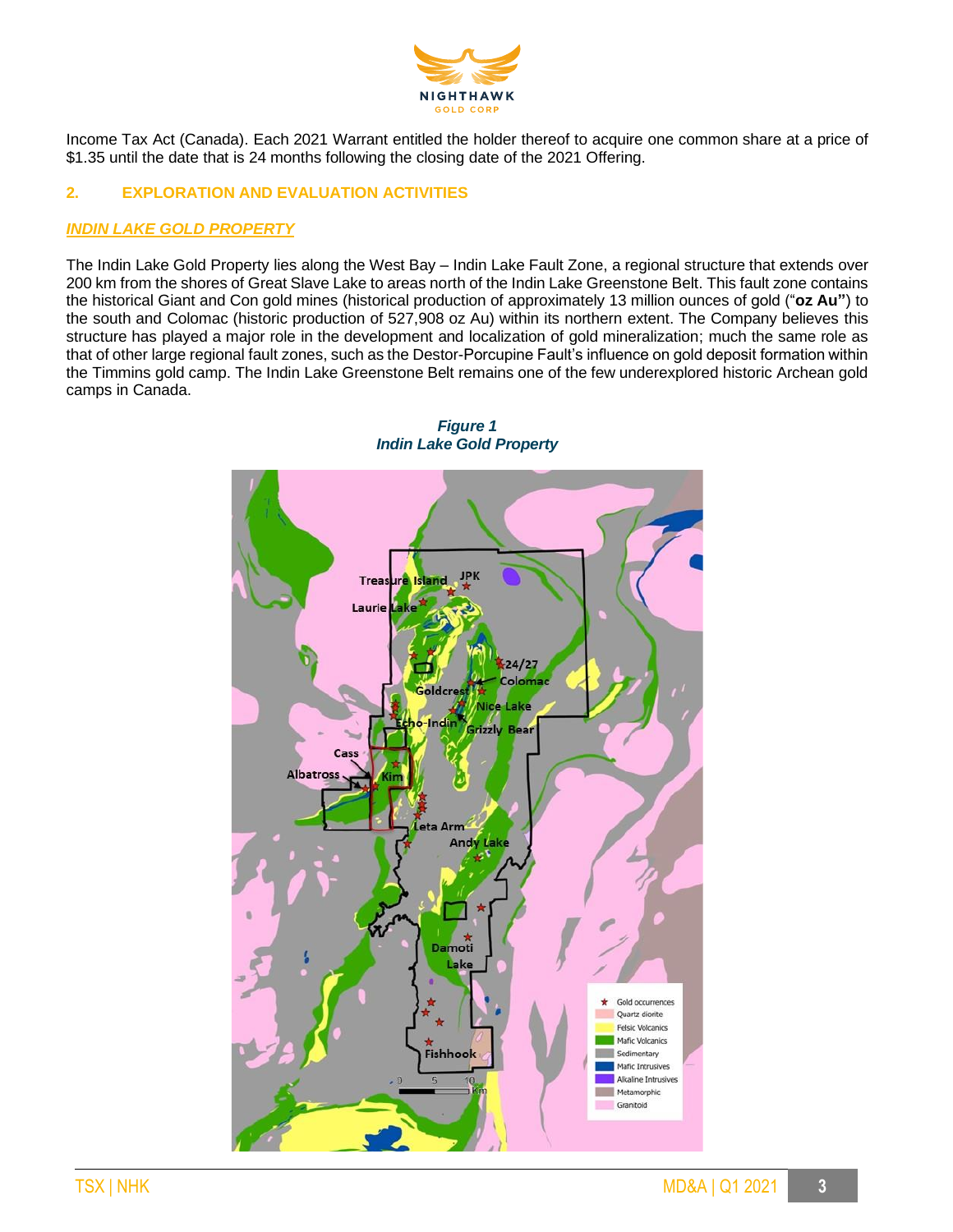Income Tax Act (Canada). Each 2021 Warrant entitled the holder thereof to acquire one common share at a price of $1.35 until the date that is 24 months following the closing date of the 2021 Offering.

## 2. EXPLORATION AND EVALUATION ACTIVITIES

### *INDIN LAKE GOLD PROPERTY*

The Indin Lake Gold Property lies along the West Bay – Indin Lake Fault Zone, a regional structure that extends over 200 km from the shores of Great Slave Lake to areas north of the Indin Lake Greenstone Belt. This fault zone contains the historical Giant and Con gold mines (historical production of approximately 13 million ounces of gold ("**oz Au"**) to the south and Colomac (historic production of 527,908 oz Au) within its northern extent. The Company believes this structure has played a major role in the development and localization of gold mineralization; much the same role as that of other large regional fault zones, such as the Destor-Porcupine Fault's influence on gold deposit formation within the Timmins gold camp. The Indin Lake Greenstone Belt remains one of the few underexplored historic Archean gold camps in Canada.

***Figure 1***
***Indin Lake Gold Property***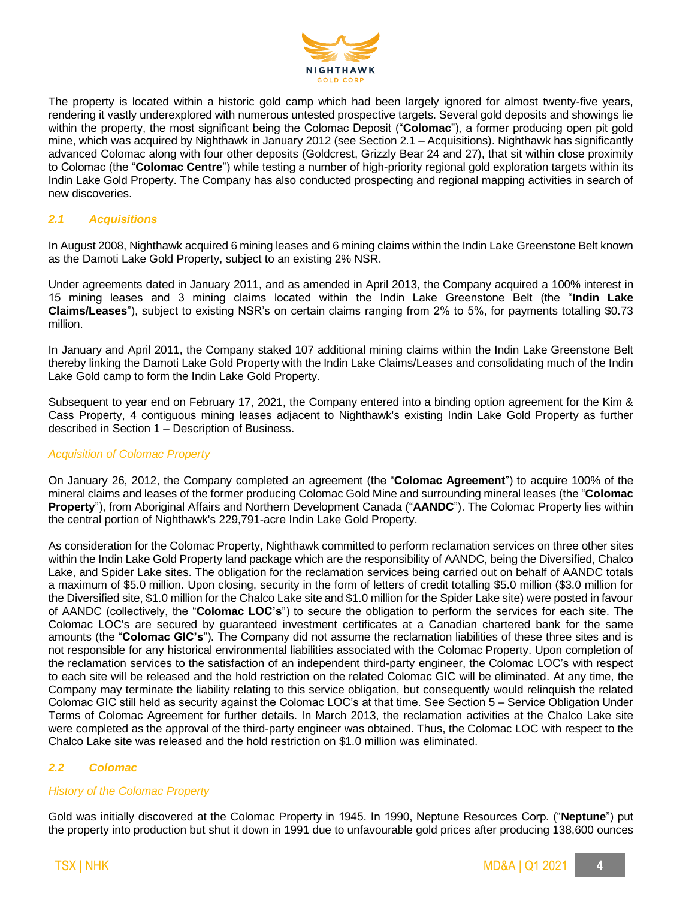The property is located within a historic gold camp which had been largely ignored for almost twenty-five years, rendering it vastly underexplored with numerous untested prospective targets. Several gold deposits and showings lie within the property, the most significant being the Colomac Deposit ("**Colomac**"), a former producing open pit gold mine, which was acquired by Nighthawk in January 2012 (see Section 2.1 – Acquisitions). Nighthawk has significantly advanced Colomac along with four other deposits (Goldcrest, Grizzly Bear 24 and 27), that sit within close proximity to Colomac (the "**Colomac Centre**") while testing a number of high-priority regional gold exploration targets within its Indin Lake Gold Property. The Company has also conducted prospecting and regional mapping activities in search of new discoveries.

## *2.1 Acquisitions*

In August 2008, Nighthawk acquired 6 mining leases and 6 mining claims within the Indin Lake Greenstone Belt known as the Damoti Lake Gold Property, subject to an existing 2% NSR.

Under agreements dated in January 2011, and as amended in April 2013, the Company acquired a 100% interest in 15 mining leases and 3 mining claims located within the Indin Lake Greenstone Belt (the "**Indin Lake Claims/Leases**"), subject to existing NSR's on certain claims ranging from 2% to 5%, for payments totalling $0.73 million.

In January and April 2011, the Company staked 107 additional mining claims within the Indin Lake Greenstone Belt thereby linking the Damoti Lake Gold Property with the Indin Lake Claims/Leases and consolidating much of the Indin Lake Gold camp to form the Indin Lake Gold Property.

Subsequent to year end on February 17, 2021, the Company entered into a binding option agreement for the Kim & Cass Property, 4 contiguous mining leases adjacent to Nighthawk's existing Indin Lake Gold Property as further described in Section 1 – Description of Business.

### *Acquisition of Colomac Property*

On January 26, 2012, the Company completed an agreement (the "**Colomac Agreement**") to acquire 100% of the mineral claims and leases of the former producing Colomac Gold Mine and surrounding mineral leases (the "**Colomac Property**"), from Aboriginal Affairs and Northern Development Canada ("**AANDC**"). The Colomac Property lies within the central portion of Nighthawk's 229,791-acre Indin Lake Gold Property.

As consideration for the Colomac Property, Nighthawk committed to perform reclamation services on three other sites within the Indin Lake Gold Property land package which are the responsibility of AANDC, being the Diversified, Chalco Lake, and Spider Lake sites. The obligation for the reclamation services being carried out on behalf of AANDC totals a maximum of $5.0 million. Upon closing, security in the form of letters of credit totalling $5.0 million ($3.0 million for the Diversified site, $1.0 million for the Chalco Lake site and $1.0 million for the Spider Lake site) were posted in favour of AANDC (collectively, the "**Colomac LOC's**") to secure the obligation to perform the services for each site. The Colomac LOC's are secured by guaranteed investment certificates at a Canadian chartered bank for the same amounts (the "**Colomac GIC's**"). The Company did not assume the reclamation liabilities of these three sites and is not responsible for any historical environmental liabilities associated with the Colomac Property. Upon completion of the reclamation services to the satisfaction of an independent third-party engineer, the Colomac LOC's with respect to each site will be released and the hold restriction on the related Colomac GIC will be eliminated. At any time, the Company may terminate the liability relating to this service obligation, but consequently would relinquish the related Colomac GIC still held as security against the Colomac LOC's at that time. See Section 5 – Service Obligation Under Terms of Colomac Agreement for further details. In March 2013, the reclamation activities at the Chalco Lake site were completed as the approval of the third-party engineer was obtained. Thus, the Colomac LOC with respect to the Chalco Lake site was released and the hold restriction on $1.0 million was eliminated.

## *2.2 Colomac*

### *History of the Colomac Property*

Gold was initially discovered at the Colomac Property in 1945. In 1990, Neptune Resources Corp. ("**Neptune**") put the property into production but shut it down in 1991 due to unfavourable gold prices after producing 138,600 ounces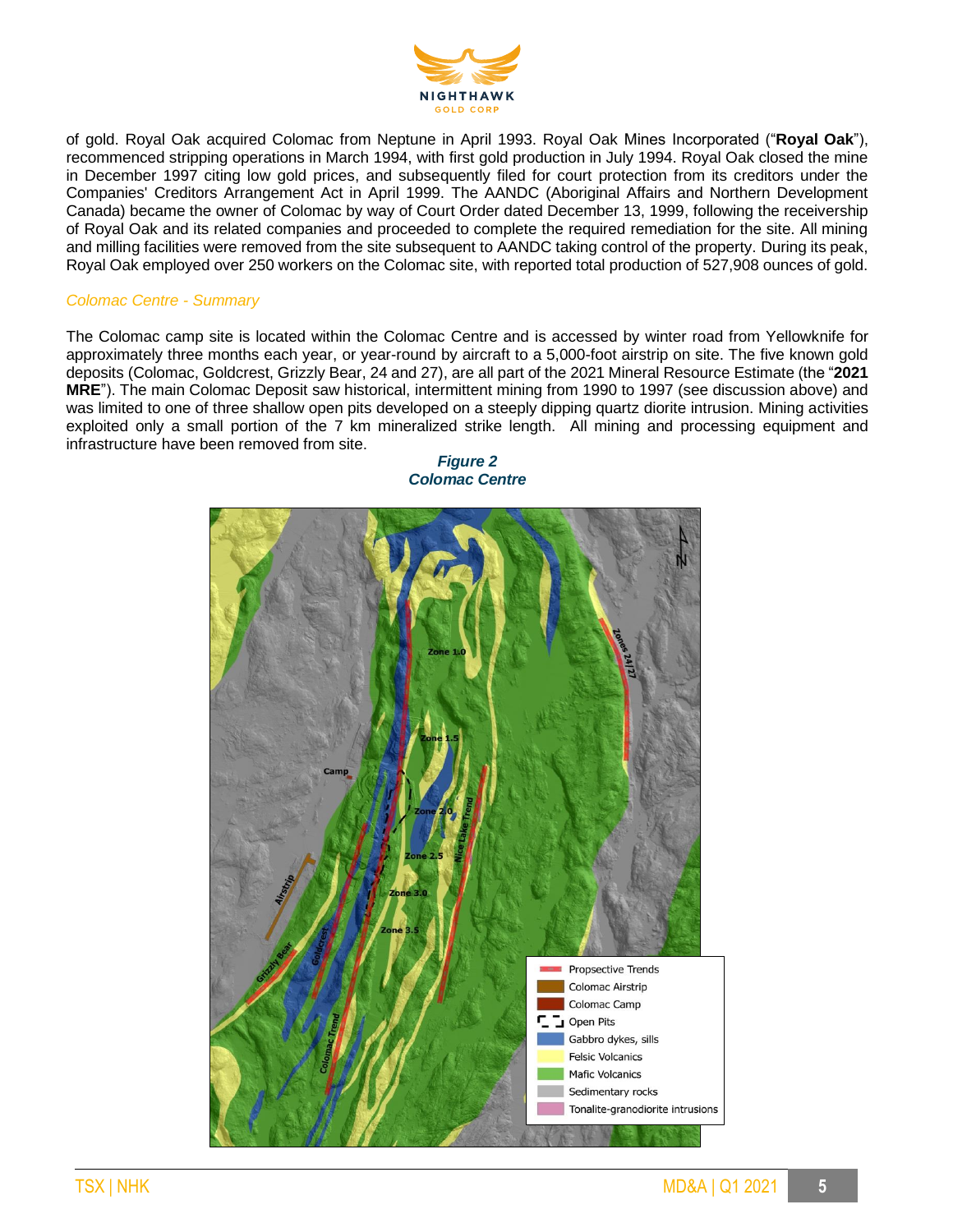of gold. Royal Oak acquired Colomac from Neptune in April 1993. Royal Oak Mines Incorporated ("**Royal Oak**"), recommenced stripping operations in March 1994, with first gold production in July 1994. Royal Oak closed the mine in December 1997 citing low gold prices, and subsequently filed for court protection from its creditors under the Companies' Creditors Arrangement Act in April 1999. The AANDC (Aboriginal Affairs and Northern Development Canada) became the owner of Colomac by way of Court Order dated December 13, 1999, following the receivership of Royal Oak and its related companies and proceeded to complete the required remediation for the site. All mining and milling facilities were removed from the site subsequent to AANDC taking control of the property. During its peak, Royal Oak employed over 250 workers on the Colomac site, with reported total production of 527,908 ounces of gold.

### *Colomac Centre - Summary*

The Colomac camp site is located within the Colomac Centre and is accessed by winter road from Yellowknife for approximately three months each year, or year-round by aircraft to a 5,000-foot airstrip on site. The five known gold deposits (Colomac, Goldcrest, Grizzly Bear, 24 and 27), are all part of the 2021 Mineral Resource Estimate (the "**2021 MRE**"). The main Colomac Deposit saw historical, intermittent mining from 1990 to 1997 (see discussion above) and was limited to one of three shallow open pits developed on a steeply dipping quartz diorite intrusion. Mining activities exploited only a small portion of the 7 km mineralized strike length. All mining and processing equipment and infrastructure have been removed from site.

***Figure 2***
***Colomac Centre***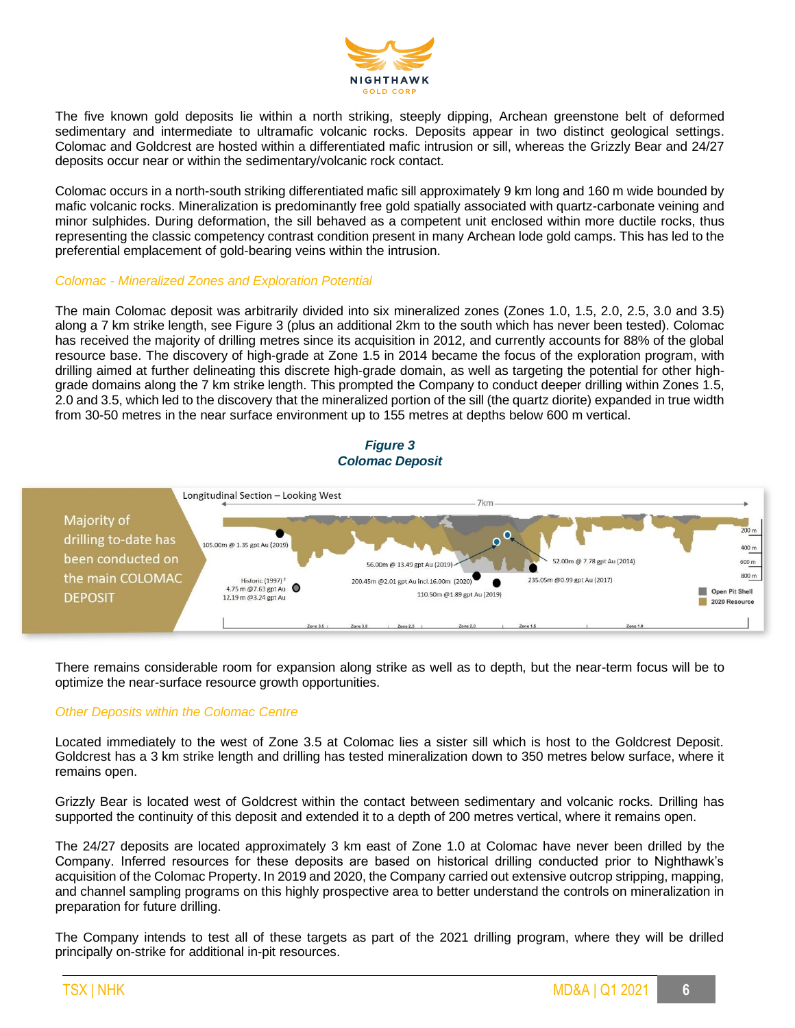The five known gold deposits lie within a north striking, steeply dipping, Archean greenstone belt of deformed sedimentary and intermediate to ultramafic volcanic rocks. Deposits appear in two distinct geological settings. Colomac and Goldcrest are hosted within a differentiated mafic intrusion or sill, whereas the Grizzly Bear and 24/27 deposits occur near or within the sedimentary/volcanic rock contact.

Colomac occurs in a north-south striking differentiated mafic sill approximately 9 km long and 160 m wide bounded by mafic volcanic rocks. Mineralization is predominantly free gold spatially associated with quartz-carbonate veining and minor sulphides. During deformation, the sill behaved as a competent unit enclosed within more ductile rocks, thus representing the classic competency contrast condition present in many Archean lode gold camps. This has led to the preferential emplacement of gold-bearing veins within the intrusion.

### *Colomac - Mineralized Zones and Exploration Potential*

The main Colomac deposit was arbitrarily divided into six mineralized zones (Zones 1.0, 1.5, 2.0, 2.5, 3.0 and 3.5) along a 7 km strike length, see Figure 3 (plus an additional 2km to the south which has never been tested). Colomac has received the majority of drilling metres since its acquisition in 2012, and currently accounts for 88% of the global resource base. The discovery of high-grade at Zone 1.5 in 2014 became the focus of the exploration program, with drilling aimed at further delineating this discrete high-grade domain, as well as targeting the potential for other high-grade domains along the 7 km strike length. This prompted the Company to conduct deeper drilling within Zones 1.5, 2.0 and 3.5, which led to the discovery that the mineralized portion of the sill (the quartz diorite) expanded in true width from 30-50 metres in the near surface environment up to 155 metres at depths below 600 m vertical.

***Figure 3***
***Colomac Deposit***

Majority of drilling to-date has been conducted on the main COLOMAC DEPOSIT

Longitudinal Section – Looking West

7km

105.00m @ 1.35 gpt Au (2019)

56.00m @ 13.49 gpt Au (2019)

52.00m @ 7.78 gpt Au (2014)

Historic (1997)[2]
4.75 m @7.63 gpt Au
12.19 m @3.24 gpt Au

200.45m @2.01 gpt Au incl.16.00m (2020)

110.50m @1.89 gpt Au (2019)

235.05m @0.99 gpt Au (2017)

200 m
400 m
600 m
800 m

Open Pit Shell
2020 Resource

Zone 3.5 | Zone 3.0 | Zone 2.5 | Zone 2.0 | Zone 1.5 | Zone 1.0

There remains considerable room for expansion along strike as well as to depth, but the near-term focus will be to optimize the near-surface resource growth opportunities.

### *Other Deposits within the Colomac Centre*

Located immediately to the west of Zone 3.5 at Colomac lies a sister sill which is host to the Goldcrest Deposit. Goldcrest has a 3 km strike length and drilling has tested mineralization down to 350 metres below surface, where it remains open.

Grizzly Bear is located west of Goldcrest within the contact between sedimentary and volcanic rocks. Drilling has supported the continuity of this deposit and extended it to a depth of 200 metres vertical, where it remains open.

The 24/27 deposits are located approximately 3 km east of Zone 1.0 at Colomac have never been drilled by the Company. Inferred resources for these deposits are based on historical drilling conducted prior to Nighthawk's acquisition of the Colomac Property. In 2019 and 2020, the Company carried out extensive outcrop stripping, mapping, and channel sampling programs on this highly prospective area to better understand the controls on mineralization in preparation for future drilling.

The Company intends to test all of these targets as part of the 2021 drilling program, where they will be drilled principally on-strike for additional in-pit resources.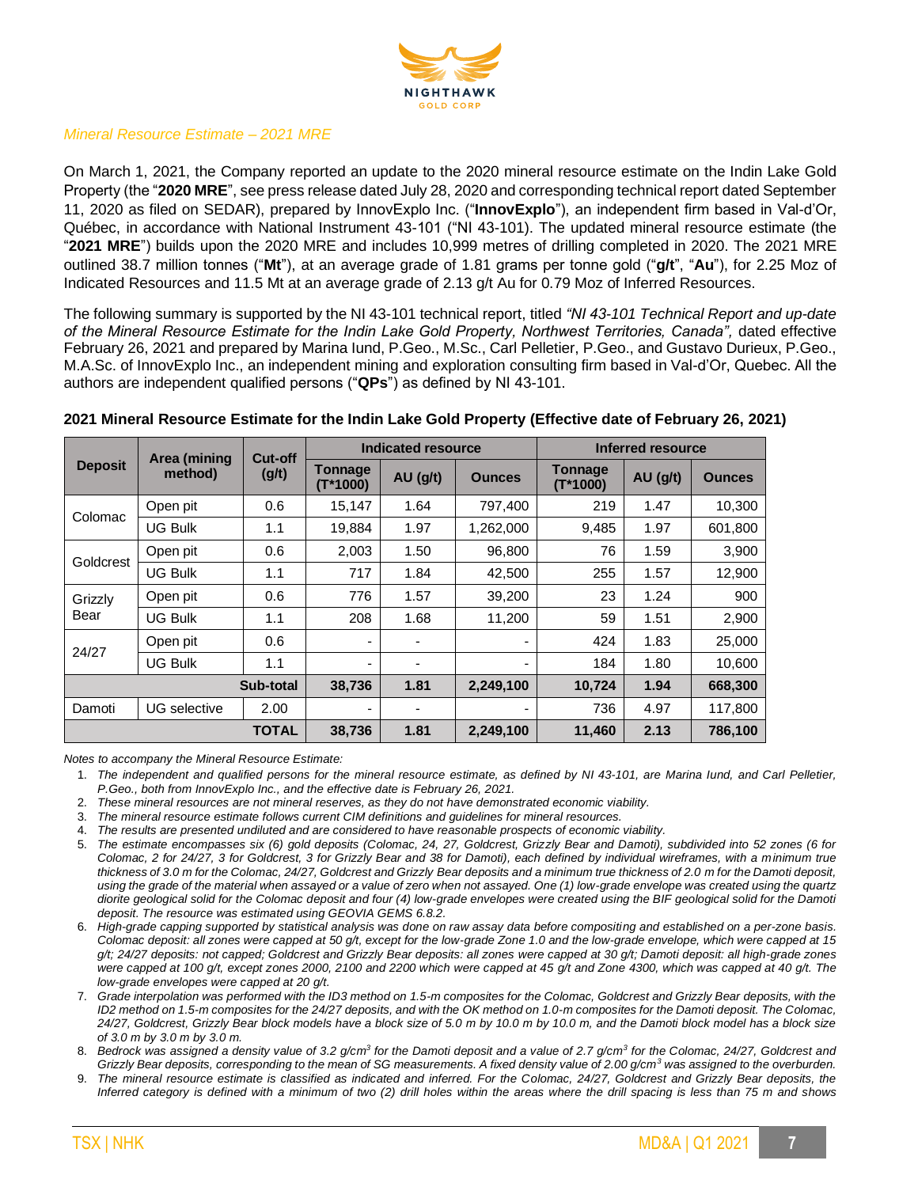*Mineral Resource Estimate – 2021 MRE*

On March 1, 2021, the Company reported an update to the 2020 mineral resource estimate on the Indin Lake Gold Property (the "**2020 MRE**", see press release dated July 28, 2020 and corresponding technical report dated September 11, 2020 as filed on SEDAR), prepared by InnovExplo Inc. ("**InnovExplo**"), an independent firm based in Val-d'Or, Québec, in accordance with National Instrument 43-101 ("NI 43-101). The updated mineral resource estimate (the "**2021 MRE**") builds upon the 2020 MRE and includes 10,999 metres of drilling completed in 2020. The 2021 MRE outlined 38.7 million tonnes ("**Mt**"), at an average grade of 1.81 grams per tonne gold ("**g/t**", "**Au**"), for 2.25 Moz of Indicated Resources and 11.5 Mt at an average grade of 2.13 g/t Au for 0.79 Moz of Inferred Resources.

The following summary is supported by the NI 43-101 technical report, titled *"NI 43-101 Technical Report and up-date of the Mineral Resource Estimate for the Indin Lake Gold Property, Northwest Territories, Canada",* dated effective February 26, 2021 and prepared by Marina Iund, P.Geo., M.Sc., Carl Pelletier, P.Geo., and Gustavo Durieux, P.Geo., M.A.Sc. of InnovExplo Inc., an independent mining and exploration consulting firm based in Val-d'Or, Quebec. All the authors are independent qualified persons ("**QPs**") as defined by NI 43-101.

**2021 Mineral Resource Estimate for the Indin Lake Gold Property (Effective date of February 26, 2021)**

| Deposit | Area (mining method) | Cut-off (g/t) | Indicated resource | | | Inferred resource | | |
|---|---|---|---|---|---|---|---|---|
| | | | Tonnage (T*1000) | AU (g/t) | Ounces | Tonnage (T*1000) | AU (g/t) | Ounces |
| Colomac | Open pit | 0.6 | 15,147 | 1.64 | 797,400 | 219 | 1.47 | 10,300 |
| | UG Bulk | 1.1 | 19,884 | 1.97 | 1,262,000 | 9,485 | 1.97 | 601,800 |
| Goldcrest | Open pit | 0.6 | 2,003 | 1.50 | 96,800 | 76 | 1.59 | 3,900 |
| | UG Bulk | 1.1 | 717 | 1.84 | 42,500 | 255 | 1.57 | 12,900 |
| Grizzly Bear | Open pit | 0.6 | 776 | 1.57 | 39,200 | 23 | 1.24 | 900 |
| | UG Bulk | 1.1 | 208 | 1.68 | 11,200 | 59 | 1.51 | 2,900 |
| 24/27 | Open pit | 0.6 | - | - | - | 424 | 1.83 | 25,000 |
| | UG Bulk | 1.1 | - | - | - | 184 | 1.80 | 10,600 |
| | | **Sub-total** | **38,736** | **1.81** | **2,249,100** | **10,724** | **1.94** | **668,300** |
| Damoti | UG selective | 2.00 | - | - | - | 736 | 4.97 | 117,800 |
| | | **TOTAL** | **38,736** | **1.81** | **2,249,100** | **11,460** | **2.13** | **786,100** |

*Notes to accompany the Mineral Resource Estimate:*

1. *The independent and qualified persons for the mineral resource estimate, as defined by NI 43-101, are Marina Iund, and Carl Pelletier, P.Geo., both from InnovExplo Inc., and the effective date is February 26, 2021.*
2. *These mineral resources are not mineral reserves, as they do not have demonstrated economic viability.*
3. *The mineral resource estimate follows current CIM definitions and guidelines for mineral resources.*
4. *The results are presented undiluted and are considered to have reasonable prospects of economic viability.*
5. *The estimate encompasses six (6) gold deposits (Colomac, 24, 27, Goldcrest, Grizzly Bear and Damoti), subdivided into 52 zones (6 for Colomac, 2 for 24/27, 3 for Goldcrest, 3 for Grizzly Bear and 38 for Damoti), each defined by individual wireframes, with a minimum true thickness of 3.0 m for the Colomac, 24/27, Goldcrest and Grizzly Bear deposits and a minimum true thickness of 2.0 m for the Damoti deposit, using the grade of the material when assayed or a value of zero when not assayed. One (1) low-grade envelope was created using the quartz diorite geological solid for the Colomac deposit and four (4) low-grade envelopes were created using the BIF geological solid for the Damoti deposit. The resource was estimated using GEOVIA GEMS 6.8.2.*
6. *High-grade capping supported by statistical analysis was done on raw assay data before compositing and established on a per-zone basis. Colomac deposit: all zones were capped at 50 g/t, except for the low-grade Zone 1.0 and the low-grade envelope, which were capped at 15 g/t; 24/27 deposits: not capped; Goldcrest and Grizzly Bear deposits: all zones were capped at 30 g/t; Damoti deposit: all high-grade zones were capped at 100 g/t, except zones 2000, 2100 and 2200 which were capped at 45 g/t and Zone 4300, which was capped at 40 g/t. The low-grade envelopes were capped at 20 g/t.*
7. *Grade interpolation was performed with the ID3 method on 1.5-m composites for the Colomac, Goldcrest and Grizzly Bear deposits, with the ID2 method on 1.5-m composites for the 24/27 deposits, and with the OK method on 1.0-m composites for the Damoti deposit. The Colomac, 24/27, Goldcrest, Grizzly Bear block models have a block size of 5.0 m by 10.0 m by 10.0 m, and the Damoti block model has a block size of 3.0 m by 3.0 m by 3.0 m.*
8. *Bedrock was assigned a density value of 3.2 g/cm$^3$ for the Damoti deposit and a value of 2.7 g/cm$^3$ for the Colomac, 24/27, Goldcrest and Grizzly Bear deposits, corresponding to the mean of SG measurements. A fixed density value of 2.00 g/cm$^3$ was assigned to the overburden.*
9. *The mineral resource estimate is classified as indicated and inferred. For the Colomac, 24/27, Goldcrest and Grizzly Bear deposits, the Inferred category is defined with a minimum of two (2) drill holes within the areas where the drill spacing is less than 75 m and shows*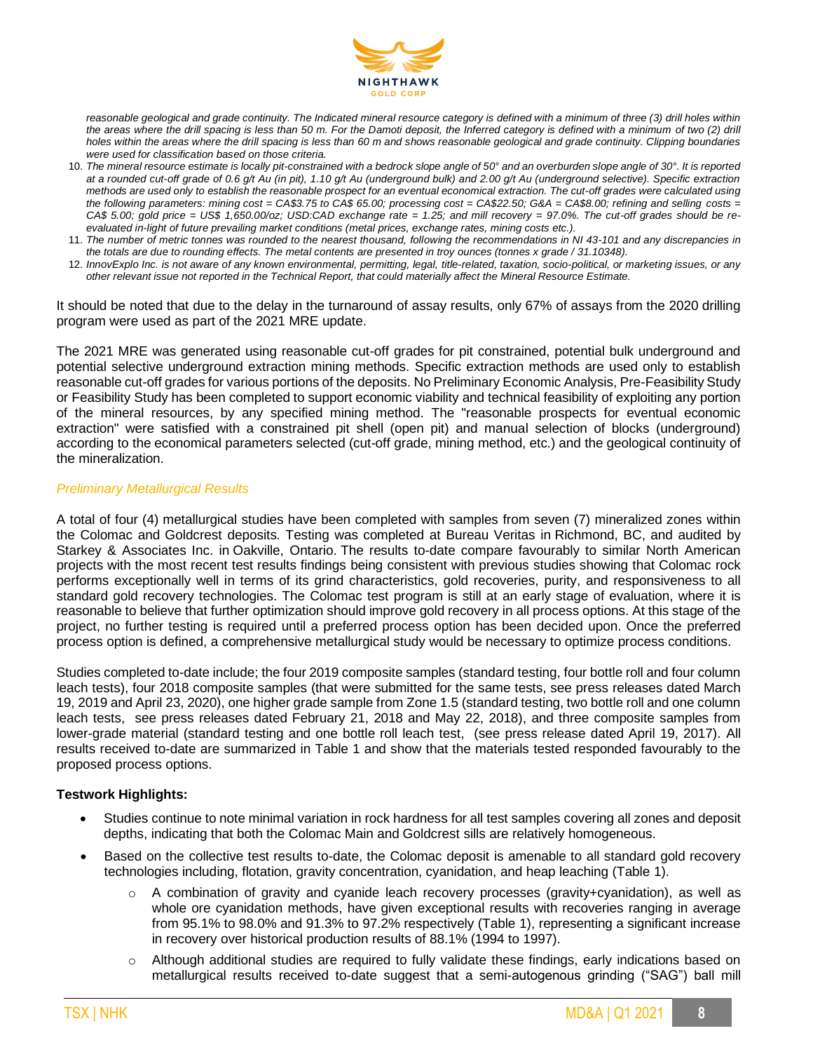*reasonable geological and grade continuity. The Indicated mineral resource category is defined with a minimum of three (3) drill holes within the areas where the drill spacing is less than 50 m. For the Damoti deposit, the Inferred category is defined with a minimum of two (2) drill holes within the areas where the drill spacing is less than 60 m and shows reasonable geological and grade continuity. Clipping boundaries were used for classification based on those criteria.*

10. *The mineral resource estimate is locally pit-constrained with a bedrock slope angle of 50° and an overburden slope angle of 30°. It is reported at a rounded cut-off grade of 0.6 g/t Au (in pit), 1.10 g/t Au (underground bulk) and 2.00 g/t Au (underground selective). Specific extraction methods are used only to establish the reasonable prospect for an eventual economical extraction. The cut-off grades were calculated using the following parameters: mining cost = CA$3.75 to CA$ 65.00; processing cost = CA$22.50; G&A = CA$8.00; refining and selling costs = CA$ 5.00; gold price = US$ 1,650.00/oz; USD:CAD exchange rate = 1.25; and mill recovery = 97.0%. The cut-off grades should be re-evaluated in-light of future prevailing market conditions (metal prices, exchange rates, mining costs etc.).*
11. *The number of metric tonnes was rounded to the nearest thousand, following the recommendations in NI 43-101 and any discrepancies in the totals are due to rounding effects. The metal contents are presented in troy ounces (tonnes x grade / 31.10348).*
12. *InnovExplo Inc. is not aware of any known environmental, permitting, legal, title-related, taxation, socio-political, or marketing issues, or any other relevant issue not reported in the Technical Report, that could materially affect the Mineral Resource Estimate.*

It should be noted that due to the delay in the turnaround of assay results, only 67% of assays from the 2020 drilling program were used as part of the 2021 MRE update.

The 2021 MRE was generated using reasonable cut-off grades for pit constrained, potential bulk underground and potential selective underground extraction mining methods. Specific extraction methods are used only to establish reasonable cut-off grades for various portions of the deposits. No Preliminary Economic Analysis, Pre-Feasibility Study or Feasibility Study has been completed to support economic viability and technical feasibility of exploiting any portion of the mineral resources, by any specified mining method. The "reasonable prospects for eventual economic extraction" were satisfied with a constrained pit shell (open pit) and manual selection of blocks (underground) according to the economical parameters selected (cut-off grade, mining method, etc.) and the geological continuity of the mineralization.

### *Preliminary Metallurgical Results*

A total of four (4) metallurgical studies have been completed with samples from seven (7) mineralized zones within the Colomac and Goldcrest deposits. Testing was completed at Bureau Veritas in Richmond, BC, and audited by Starkey & Associates Inc. in Oakville, Ontario. The results to-date compare favourably to similar North American projects with the most recent test results findings being consistent with previous studies showing that Colomac rock performs exceptionally well in terms of its grind characteristics, gold recoveries, purity, and responsiveness to all standard gold recovery technologies. The Colomac test program is still at an early stage of evaluation, where it is reasonable to believe that further optimization should improve gold recovery in all process options. At this stage of the project, no further testing is required until a preferred process option has been decided upon. Once the preferred process option is defined, a comprehensive metallurgical study would be necessary to optimize process conditions.

Studies completed to-date include; the four 2019 composite samples (standard testing, four bottle roll and four column leach tests), four 2018 composite samples (that were submitted for the same tests, see press releases dated March 19, 2019 and April 23, 2020), one higher grade sample from Zone 1.5 (standard testing, two bottle roll and one column leach tests, see press releases dated February 21, 2018 and May 22, 2018), and three composite samples from lower-grade material (standard testing and one bottle roll leach test, (see press release dated April 19, 2017). All results received to-date are summarized in Table 1 and show that the materials tested responded favourably to the proposed process options.

**Testwork Highlights:**

- Studies continue to note minimal variation in rock hardness for all test samples covering all zones and deposit depths, indicating that both the Colomac Main and Goldcrest sills are relatively homogeneous.
- Based on the collective test results to-date, the Colomac deposit is amenable to all standard gold recovery technologies including, flotation, gravity concentration, cyanidation, and heap leaching (Table 1).
  - A combination of gravity and cyanide leach recovery processes (gravity+cyanidation), as well as whole ore cyanidation methods, have given exceptional results with recoveries ranging in average from 95.1% to 98.0% and 91.3% to 97.2% respectively (Table 1), representing a significant increase in recovery over historical production results of 88.1% (1994 to 1997).
  - Although additional studies are required to fully validate these findings, early indications based on metallurgical results received to-date suggest that a semi-autogenous grinding ("SAG") ball mill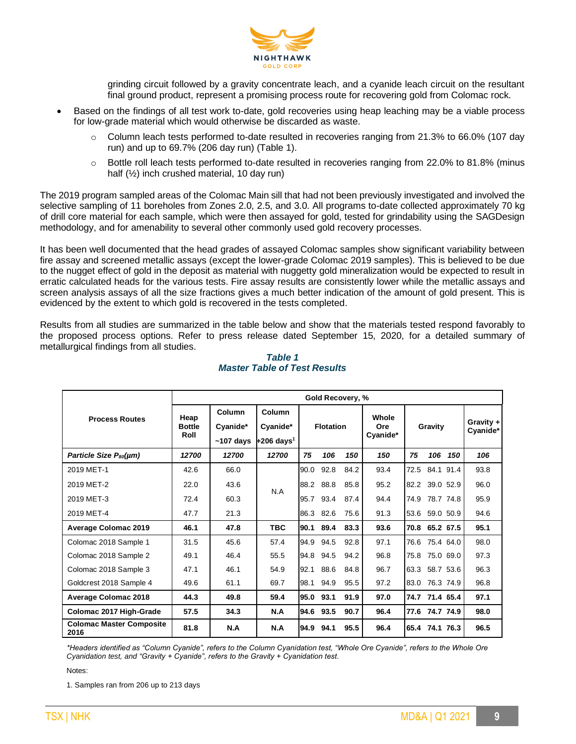grinding circuit followed by a gravity concentrate leach, and a cyanide leach circuit on the resultant final ground product, represent a promising process route for recovering gold from Colomac rock.

- Based on the findings of all test work to-date, gold recoveries using heap leaching may be a viable process for low-grade material which would otherwise be discarded as waste.
  - Column leach tests performed to-date resulted in recoveries ranging from 21.3% to 66.0% (107 day run) and up to 69.7% (206 day run) (Table 1).
  - Bottle roll leach tests performed to-date resulted in recoveries ranging from 22.0% to 81.8% (minus half (½) inch crushed material, 10 day run)

The 2019 program sampled areas of the Colomac Main sill that had not been previously investigated and involved the selective sampling of 11 boreholes from Zones 2.0, 2.5, and 3.0. All programs to-date collected approximately 70 kg of drill core material for each sample, which were then assayed for gold, tested for grindability using the SAGDesign methodology, and for amenability to several other commonly used gold recovery processes.

It has been well documented that the head grades of assayed Colomac samples show significant variability between fire assay and screened metallic assays (except the lower-grade Colomac 2019 samples). This is believed to be due to the nugget effect of gold in the deposit as material with nuggetty gold mineralization would be expected to result in erratic calculated heads for the various tests. Fire assay results are consistently lower while the metallic assays and screen analysis assays of all the size fractions gives a much better indication of the amount of gold present. This is evidenced by the extent to which gold is recovered in the tests completed.

Results from all studies are summarized in the table below and show that the materials tested respond favorably to the proposed process options. Refer to press release dated September 15, 2020, for a detailed summary of metallurgical findings from all studies.

***Table 1***
***Master Table of Test Results***

| Process Routes | Gold Recovery, % | | | | | | | | | | |
|---|---|---|---|---|---|---|---|---|---|---|---|
| | Heap Bottle Roll | Column Cyanide* ~107 days | Column Cyanide* +206 days[1] | Flotation | | | Whole Ore Cyanide* | Gravity | | | Gravity + Cyanide* |
| ***Particle Size $P_{80}$(μm)*** | ***12700*** | ***12700*** | ***12700*** | ***75*** | ***106*** | ***150*** | ***150*** | ***75*** | ***106*** | ***150*** | ***106*** |
| 2019 MET-1 | 42.6 | 66.0 | N.A | 90.0 | 92.8 | 84.2 | 93.4 | 72.5 | 84.1 | 91.4 | 93.8 |
| 2019 MET-2 | 22.0 | 43.6 | | 88.2 | 88.8 | 85.8 | 95.2 | 82.2 | 39.0 | 52.9 | 96.0 |
| 2019 MET-3 | 72.4 | 60.3 | | 95.7 | 93.4 | 87.4 | 94.4 | 74.9 | 78.7 | 74.8 | 95.9 |
| 2019 MET-4 | 47.7 | 21.3 | | 86.3 | 82.6 | 75.6 | 91.3 | 53.6 | 59.0 | 50.9 | 94.6 |
| **Average Colomac 2019** | **46.1** | **47.8** | **TBC** | **90.1** | **89.4** | **83.3** | **93.6** | **70.8** | **65.2** | **67.5** | **95.1** |
| Colomac 2018 Sample 1 | 31.5 | 45.6 | 57.4 | 94.9 | 94.5 | 92.8 | 97.1 | 76.6 | 75.4 | 64.0 | 98.0 |
| Colomac 2018 Sample 2 | 49.1 | 46.4 | 55.5 | 94.8 | 94.5 | 94.2 | 96.8 | 75.8 | 75.0 | 69.0 | 97.3 |
| Colomac 2018 Sample 3 | 47.1 | 46.1 | 54.9 | 92.1 | 88.6 | 84.8 | 96.7 | 63.3 | 58.7 | 53.6 | 96.3 |
| Goldcrest 2018 Sample 4 | 49.6 | 61.1 | 69.7 | 98.1 | 94.9 | 95.5 | 97.2 | 83.0 | 76.3 | 74.9 | 96.8 |
| **Average Colomac 2018** | **44.3** | **49.8** | **59.4** | **95.0** | **93.1** | **91.9** | **97.0** | **74.7** | **71.4** | **65.4** | **97.1** |
| **Colomac 2017 High-Grade** | **57.5** | **34.3** | **N.A** | **94.6** | **93.5** | **90.7** | **96.4** | **77.6** | **74.7** | **74.9** | **98.0** |
| **Colomac Master Composite 2016** | **81.8** | **N.A** | **N.A** | **94.9** | **94.1** | **95.5** | **96.4** | **65.4** | **74.1** | **76.3** | **96.5** |

*\*Headers identified as "Column Cyanide", refers to the Column Cyanidation test, "Whole Ore Cyanide", refers to the Whole Ore Cyanidation test, and "Gravity + Cyanide", refers to the Gravity + Cyanidation test.*

Notes:

1. Samples ran from 206 up to 213 days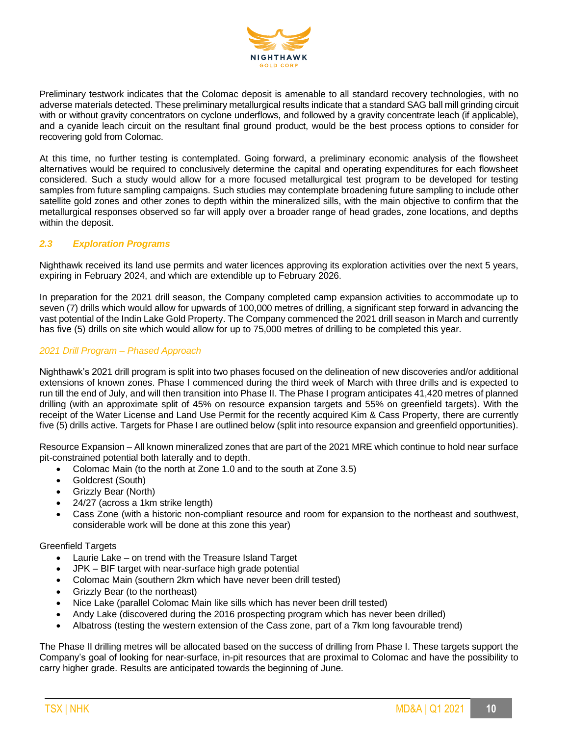Preliminary testwork indicates that the Colomac deposit is amenable to all standard recovery technologies, with no adverse materials detected. These preliminary metallurgical results indicate that a standard SAG ball mill grinding circuit with or without gravity concentrators on cyclone underflows, and followed by a gravity concentrate leach (if applicable), and a cyanide leach circuit on the resultant final ground product, would be the best process options to consider for recovering gold from Colomac.

At this time, no further testing is contemplated. Going forward, a preliminary economic analysis of the flowsheet alternatives would be required to conclusively determine the capital and operating expenditures for each flowsheet considered. Such a study would allow for a more focused metallurgical test program to be developed for testing samples from future sampling campaigns. Such studies may contemplate broadening future sampling to include other satellite gold zones and other zones to depth within the mineralized sills, with the main objective to confirm that the metallurgical responses observed so far will apply over a broader range of head grades, zone locations, and depths within the deposit.

## *2.3 Exploration Programs*

Nighthawk received its land use permits and water licences approving its exploration activities over the next 5 years, expiring in February 2024, and which are extendible up to February 2026.

In preparation for the 2021 drill season, the Company completed camp expansion activities to accommodate up to seven (7) drills which would allow for upwards of 100,000 metres of drilling, a significant step forward in advancing the vast potential of the Indin Lake Gold Property. The Company commenced the 2021 drill season in March and currently has five (5) drills on site which would allow for up to 75,000 metres of drilling to be completed this year.

### *2021 Drill Program – Phased Approach*

Nighthawk's 2021 drill program is split into two phases focused on the delineation of new discoveries and/or additional extensions of known zones. Phase I commenced during the third week of March with three drills and is expected to run till the end of July, and will then transition into Phase II. The Phase I program anticipates 41,420 metres of planned drilling (with an approximate split of 45% on resource expansion targets and 55% on greenfield targets). With the receipt of the Water License and Land Use Permit for the recently acquired Kim & Cass Property, there are currently five (5) drills active. Targets for Phase I are outlined below (split into resource expansion and greenfield opportunities).

Resource Expansion – All known mineralized zones that are part of the 2021 MRE which continue to hold near surface pit-constrained potential both laterally and to depth.

- Colomac Main (to the north at Zone 1.0 and to the south at Zone 3.5)
- Goldcrest (South)
- Grizzly Bear (North)
- 24/27 (across a 1km strike length)
- Cass Zone (with a historic non-compliant resource and room for expansion to the northeast and southwest, considerable work will be done at this zone this year)

Greenfield Targets

- Laurie Lake – on trend with the Treasure Island Target
- JPK – BIF target with near-surface high grade potential
- Colomac Main (southern 2km which have never been drill tested)
- Grizzly Bear (to the northeast)
- Nice Lake (parallel Colomac Main like sills which has never been drill tested)
- Andy Lake (discovered during the 2016 prospecting program which has never been drilled)
- Albatross (testing the western extension of the Cass zone, part of a 7km long favourable trend)

The Phase II drilling metres will be allocated based on the success of drilling from Phase I. These targets support the Company's goal of looking for near-surface, in-pit resources that are proximal to Colomac and have the possibility to carry higher grade. Results are anticipated towards the beginning of June.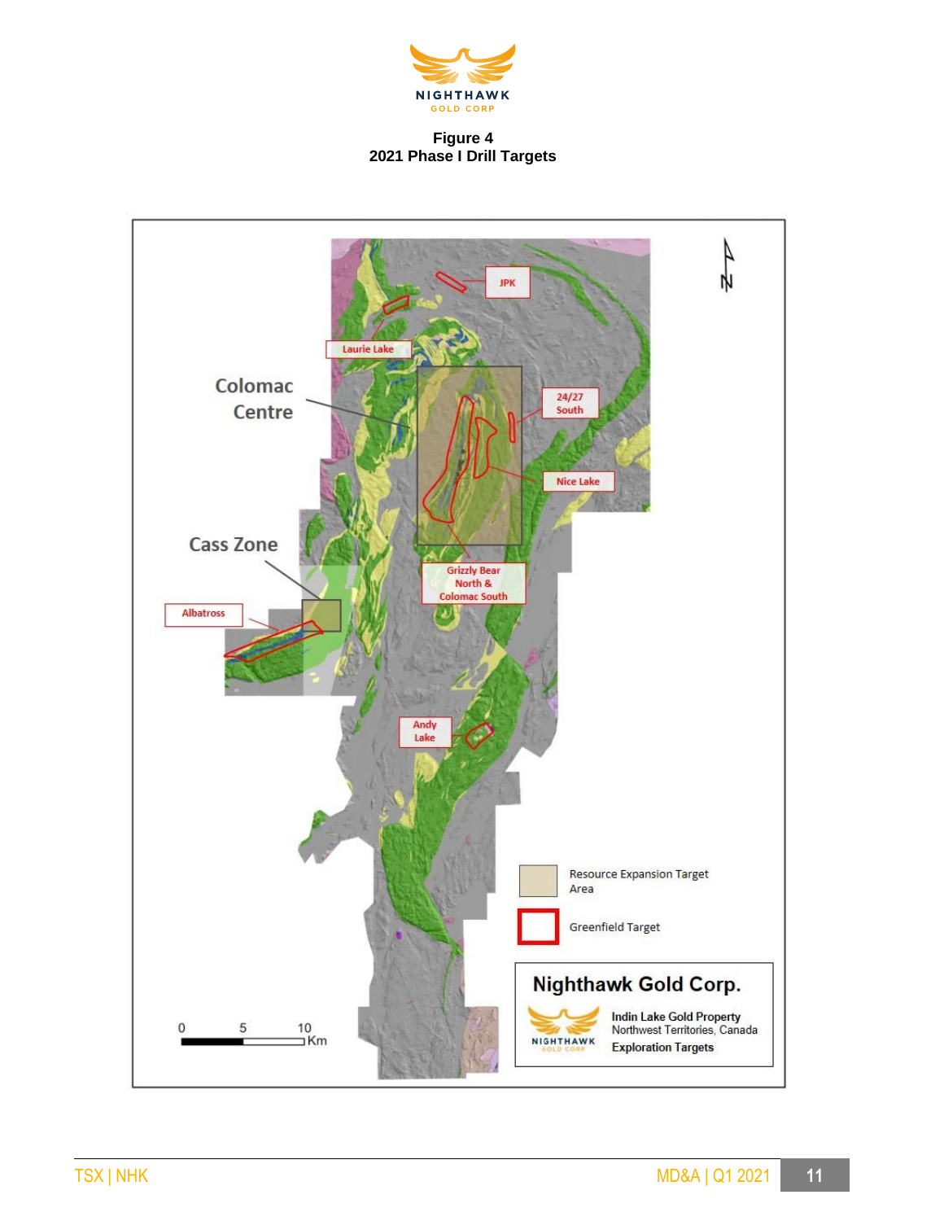**Figure 4**
**2021 Phase I Drill Targets**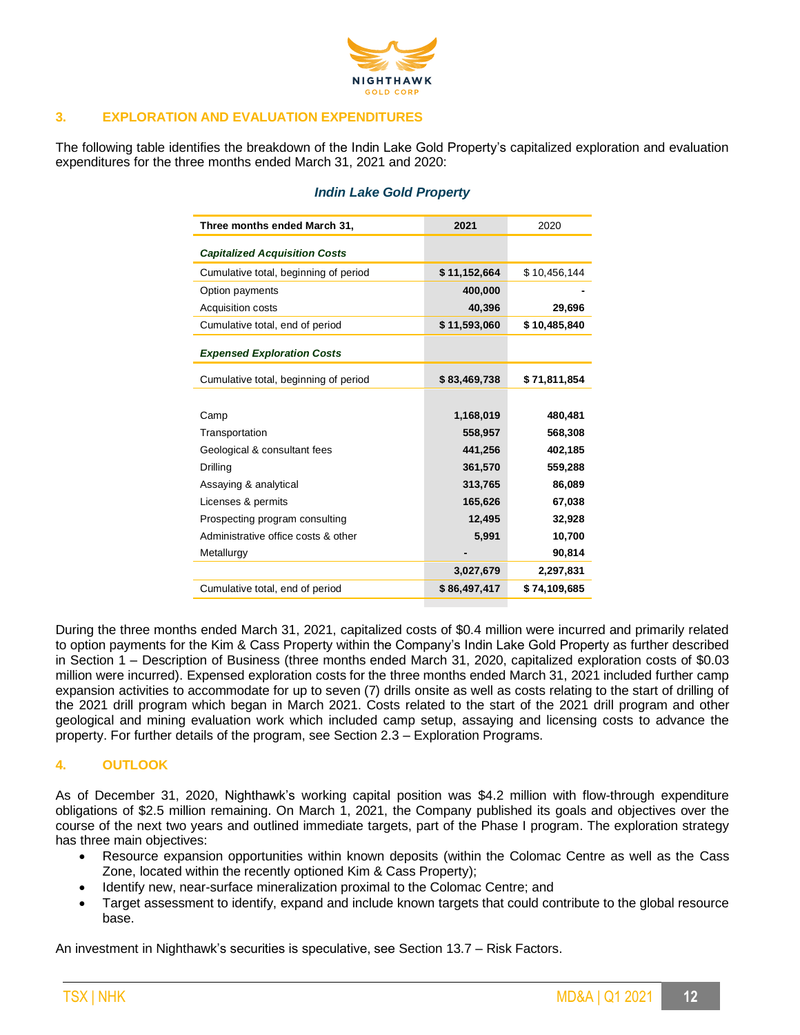## 3. EXPLORATION AND EVALUATION EXPENDITURES

The following table identifies the breakdown of the Indin Lake Gold Property's capitalized exploration and evaluation expenditures for the three months ended March 31, 2021 and 2020:

### *Indin Lake Gold Property*

| Three months ended March 31, | 2021 | 2020 |
|---|---|---|
| ***Capitalized Acquisition Costs*** | | |
| Cumulative total, beginning of period | **$ 11,152,664** | $ 10,456,144 |
| Option payments | **400,000** | **-** |
| Acquisition costs | **40,396** | **29,696** |
| Cumulative total, end of period | **$ 11,593,060** | **$ 10,485,840** |
| ***Expensed Exploration Costs*** | | |
| Cumulative total, beginning of period | **$ 83,469,738** | **$ 71,811,854** |
| Camp | **1,168,019** | **480,481** |
| Transportation | **558,957** | **568,308** |
| Geological & consultant fees | **441,256** | **402,185** |
| Drilling | **361,570** | **559,288** |
| Assaying & analytical | **313,765** | **86,089** |
| Licenses & permits | **165,626** | **67,038** |
| Prospecting program consulting | **12,495** | **32,928** |
| Administrative office costs & other | **5,991** | **10,700** |
| Metallurgy | **-** | **90,814** |
| | **3,027,679** | **2,297,831** |
| Cumulative total, end of period | **$ 86,497,417** | **$ 74,109,685** |

During the three months ended March 31, 2021, capitalized costs of $0.4 million were incurred and primarily related to option payments for the Kim & Cass Property within the Company's Indin Lake Gold Property as further described in Section 1 – Description of Business (three months ended March 31, 2020, capitalized exploration costs of $0.03 million were incurred). Expensed exploration costs for the three months ended March 31, 2021 included further camp expansion activities to accommodate for up to seven (7) drills onsite as well as costs relating to the start of drilling of the 2021 drill program which began in March 2021. Costs related to the start of the 2021 drill program and other geological and mining evaluation work which included camp setup, assaying and licensing costs to advance the property. For further details of the program, see Section 2.3 – Exploration Programs.

## 4. OUTLOOK

As of December 31, 2020, Nighthawk's working capital position was $4.2 million with flow-through expenditure obligations of $2.5 million remaining. On March 1, 2021, the Company published its goals and objectives over the course of the next two years and outlined immediate targets, part of the Phase I program. The exploration strategy has three main objectives:

- Resource expansion opportunities within known deposits (within the Colomac Centre as well as the Cass Zone, located within the recently optioned Kim & Cass Property);
- Identify new, near-surface mineralization proximal to the Colomac Centre; and
- Target assessment to identify, expand and include known targets that could contribute to the global resource base.

An investment in Nighthawk's securities is speculative, see Section 13.7 – Risk Factors.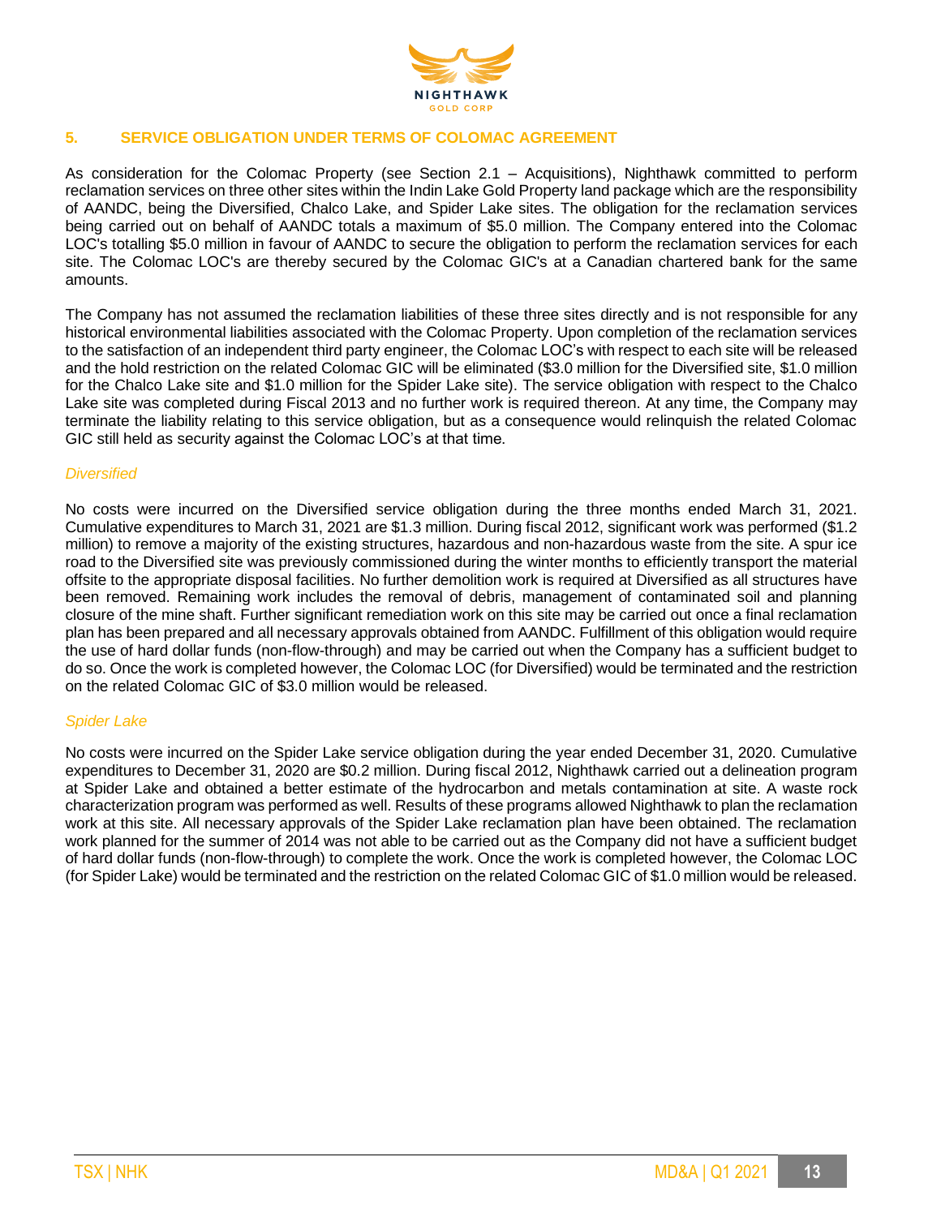## 5. SERVICE OBLIGATION UNDER TERMS OF COLOMAC AGREEMENT

As consideration for the Colomac Property (see Section 2.1 – Acquisitions), Nighthawk committed to perform reclamation services on three other sites within the Indin Lake Gold Property land package which are the responsibility of AANDC, being the Diversified, Chalco Lake, and Spider Lake sites. The obligation for the reclamation services being carried out on behalf of AANDC totals a maximum of $5.0 million. The Company entered into the Colomac LOC's totalling $5.0 million in favour of AANDC to secure the obligation to perform the reclamation services for each site. The Colomac LOC's are thereby secured by the Colomac GIC's at a Canadian chartered bank for the same amounts.

The Company has not assumed the reclamation liabilities of these three sites directly and is not responsible for any historical environmental liabilities associated with the Colomac Property. Upon completion of the reclamation services to the satisfaction of an independent third party engineer, the Colomac LOC's with respect to each site will be released and the hold restriction on the related Colomac GIC will be eliminated ($3.0 million for the Diversified site, $1.0 million for the Chalco Lake site and $1.0 million for the Spider Lake site). The service obligation with respect to the Chalco Lake site was completed during Fiscal 2013 and no further work is required thereon. At any time, the Company may terminate the liability relating to this service obligation, but as a consequence would relinquish the related Colomac GIC still held as security against the Colomac LOC's at that time.

### *Diversified*

No costs were incurred on the Diversified service obligation during the three months ended March 31, 2021. Cumulative expenditures to March 31, 2021 are $1.3 million. During fiscal 2012, significant work was performed ($1.2 million) to remove a majority of the existing structures, hazardous and non-hazardous waste from the site. A spur ice road to the Diversified site was previously commissioned during the winter months to efficiently transport the material offsite to the appropriate disposal facilities. No further demolition work is required at Diversified as all structures have been removed. Remaining work includes the removal of debris, management of contaminated soil and planning closure of the mine shaft. Further significant remediation work on this site may be carried out once a final reclamation plan has been prepared and all necessary approvals obtained from AANDC. Fulfillment of this obligation would require the use of hard dollar funds (non-flow-through) and may be carried out when the Company has a sufficient budget to do so. Once the work is completed however, the Colomac LOC (for Diversified) would be terminated and the restriction on the related Colomac GIC of $3.0 million would be released.

### *Spider Lake*

No costs were incurred on the Spider Lake service obligation during the year ended December 31, 2020. Cumulative expenditures to December 31, 2020 are $0.2 million. During fiscal 2012, Nighthawk carried out a delineation program at Spider Lake and obtained a better estimate of the hydrocarbon and metals contamination at site. A waste rock characterization program was performed as well. Results of these programs allowed Nighthawk to plan the reclamation work at this site. All necessary approvals of the Spider Lake reclamation plan have been obtained. The reclamation work planned for the summer of 2014 was not able to be carried out as the Company did not have a sufficient budget of hard dollar funds (non-flow-through) to complete the work. Once the work is completed however, the Colomac LOC (for Spider Lake) would be terminated and the restriction on the related Colomac GIC of $1.0 million would be released.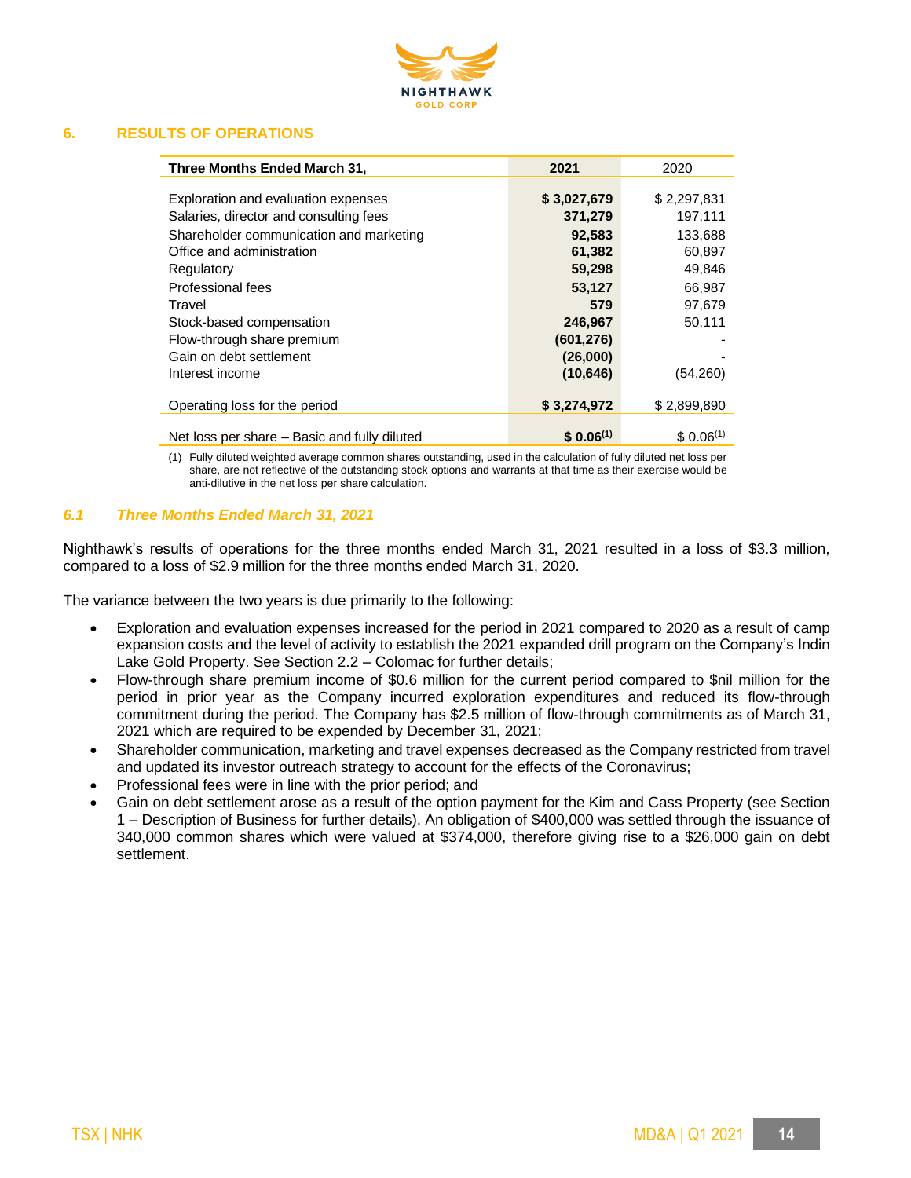## 6. RESULTS OF OPERATIONS

| Three Months Ended March 31, | 2021 | 2020 |
|---|---|---|
| Exploration and evaluation expenses | **$ 3,027,679** | $ 2,297,831 |
| Salaries, director and consulting fees | **371,279** | 197,111 |
| Shareholder communication and marketing | **92,583** | 133,688 |
| Office and administration | **61,382** | 60,897 |
| Regulatory | **59,298** | 49,846 |
| Professional fees | **53,127** | 66,987 |
| Travel | **579** | 97,679 |
| Stock-based compensation | **246,967** | 50,111 |
| Flow-through share premium | **(601,276)** | - |
| Gain on debt settlement | **(26,000)** | - |
| Interest income | **(10,646)** | (54,260) |
| Operating loss for the period | **$ 3,274,972** | $ 2,899,890 |
| Net loss per share – Basic and fully diluted | **$ 0.06(1)** | $ 0.06(1) |

(1) Fully diluted weighted average common shares outstanding, used in the calculation of fully diluted net loss per share, are not reflective of the outstanding stock options and warrants at that time as their exercise would be anti-dilutive in the net loss per share calculation.

### *6.1 Three Months Ended March 31, 2021*

Nighthawk's results of operations for the three months ended March 31, 2021 resulted in a loss of $3.3 million, compared to a loss of $2.9 million for the three months ended March 31, 2020.

The variance between the two years is due primarily to the following:

- Exploration and evaluation expenses increased for the period in 2021 compared to 2020 as a result of camp expansion costs and the level of activity to establish the 2021 expanded drill program on the Company's Indin Lake Gold Property. See Section 2.2 – Colomac for further details;
- Flow-through share premium income of $0.6 million for the current period compared to $nil million for the period in prior year as the Company incurred exploration expenditures and reduced its flow-through commitment during the period. The Company has $2.5 million of flow-through commitments as of March 31, 2021 which are required to be expended by December 31, 2021;
- Shareholder communication, marketing and travel expenses decreased as the Company restricted from travel and updated its investor outreach strategy to account for the effects of the Coronavirus;
- Professional fees were in line with the prior period; and
- Gain on debt settlement arose as a result of the option payment for the Kim and Cass Property (see Section 1 – Description of Business for further details). An obligation of $400,000 was settled through the issuance of 340,000 common shares which were valued at $374,000, therefore giving rise to a $26,000 gain on debt settlement.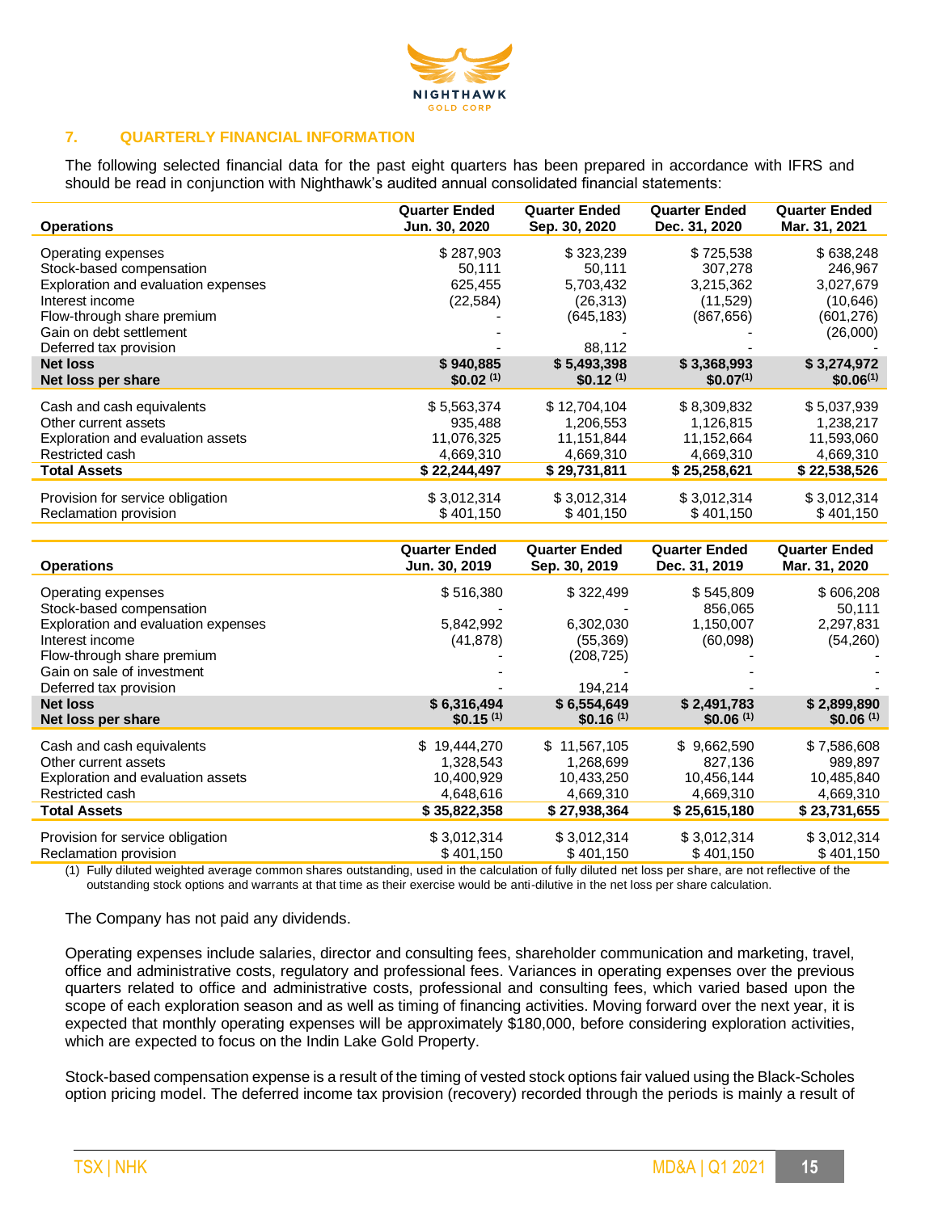## 7. QUARTERLY FINANCIAL INFORMATION

The following selected financial data for the past eight quarters has been prepared in accordance with IFRS and should be read in conjunction with Nighthawk's audited annual consolidated financial statements:

| Operations | Quarter Ended Jun. 30, 2020 | Quarter Ended Sep. 30, 2020 | Quarter Ended Dec. 31, 2020 | Quarter Ended Mar. 31, 2021 |
|---|---|---|---|---|
| Operating expenses | $ 287,903 | $ 323,239 | $ 725,538 | $ 638,248 |
| Stock-based compensation | 50,111 | 50,111 | 307,278 | 246,967 |
| Exploration and evaluation expenses | 625,455 | 5,703,432 | 3,215,362 | 3,027,679 |
| Interest income | (22,584) | (26,313) | (11,529) | (10,646) |
| Flow-through share premium | - | (645,183) | (867,656) | (601,276) |
| Gain on debt settlement | - | - | - | (26,000) |
| Deferred tax provision | - | 88,112 | - | - |
| **Net loss** | **$ 940,885** | **$ 5,493,398** | **$ 3,368,993** | **$ 3,274,972** |
| **Net loss per share** | **$0.02 (1)** | **$0.12 (1)** | **$0.07(1)** | **$0.06(1)** |
| Cash and cash equivalents | $ 5,563,374 | $ 12,704,104 | $ 8,309,832 | $ 5,037,939 |
| Other current assets | 935,488 | 1,206,553 | 1,126,815 | 1,238,217 |
| Exploration and evaluation assets | 11,076,325 | 11,151,844 | 11,152,664 | 11,593,060 |
| Restricted cash | 4,669,310 | 4,669,310 | 4,669,310 | 4,669,310 |
| **Total Assets** | **$ 22,244,497** | **$ 29,731,811** | **$ 25,258,621** | **$ 22,538,526** |
| Provision for service obligation | $ 3,012,314 | $ 3,012,314 | $ 3,012,314 | $ 3,012,314 |
| Reclamation provision | $ 401,150 | $ 401,150 | $ 401,150 | $ 401,150 |

| Operations | Quarter Ended Jun. 30, 2019 | Quarter Ended Sep. 30, 2019 | Quarter Ended Dec. 31, 2019 | Quarter Ended Mar. 31, 2020 |
|---|---|---|---|---|
| Operating expenses | $ 516,380 | $ 322,499 | $ 545,809 | $ 606,208 |
| Stock-based compensation | - | - | 856,065 | 50,111 |
| Exploration and evaluation expenses | 5,842,992 | 6,302,030 | 1,150,007 | 2,297,831 |
| Interest income | (41,878) | (55,369) | (60,098) | (54,260) |
| Flow-through share premium | - | (208,725) | - | - |
| Gain on sale of investment | - | - | - | - |
| Deferred tax provision | - | 194,214 | - | - |
| **Net loss** | **$ 6,316,494** | **$ 6,554,649** | **$ 2,491,783** | **$ 2,899,890** |
| **Net loss per share** | **$0.15 (1)** | **$0.16 (1)** | **$0.06 (1)** | **$0.06 (1)** |
| Cash and cash equivalents | $ 19,444,270 | $ 11,567,105 | $ 9,662,590 | $ 7,586,608 |
| Other current assets | 1,328,543 | 1,268,699 | 827,136 | 989,897 |
| Exploration and evaluation assets | 10,400,929 | 10,433,250 | 10,456,144 | 10,485,840 |
| Restricted cash | 4,648,616 | 4,669,310 | 4,669,310 | 4,669,310 |
| **Total Assets** | **$ 35,822,358** | **$ 27,938,364** | **$ 25,615,180** | **$ 23,731,655** |
| Provision for service obligation | $ 3,012,314 | $ 3,012,314 | $ 3,012,314 | $ 3,012,314 |
| Reclamation provision | $ 401,150 | $ 401,150 | $ 401,150 | $ 401,150 |

(1) Fully diluted weighted average common shares outstanding, used in the calculation of fully diluted net loss per share, are not reflective of the outstanding stock options and warrants at that time as their exercise would be anti-dilutive in the net loss per share calculation.

The Company has not paid any dividends.

Operating expenses include salaries, director and consulting fees, shareholder communication and marketing, travel, office and administrative costs, regulatory and professional fees. Variances in operating expenses over the previous quarters related to office and administrative costs, professional and consulting fees, which varied based upon the scope of each exploration season and as well as timing of financing activities. Moving forward over the next year, it is expected that monthly operating expenses will be approximately $180,000, before considering exploration activities, which are expected to focus on the Indin Lake Gold Property.

Stock-based compensation expense is a result of the timing of vested stock options fair valued using the Black-Scholes option pricing model. The deferred income tax provision (recovery) recorded through the periods is mainly a result of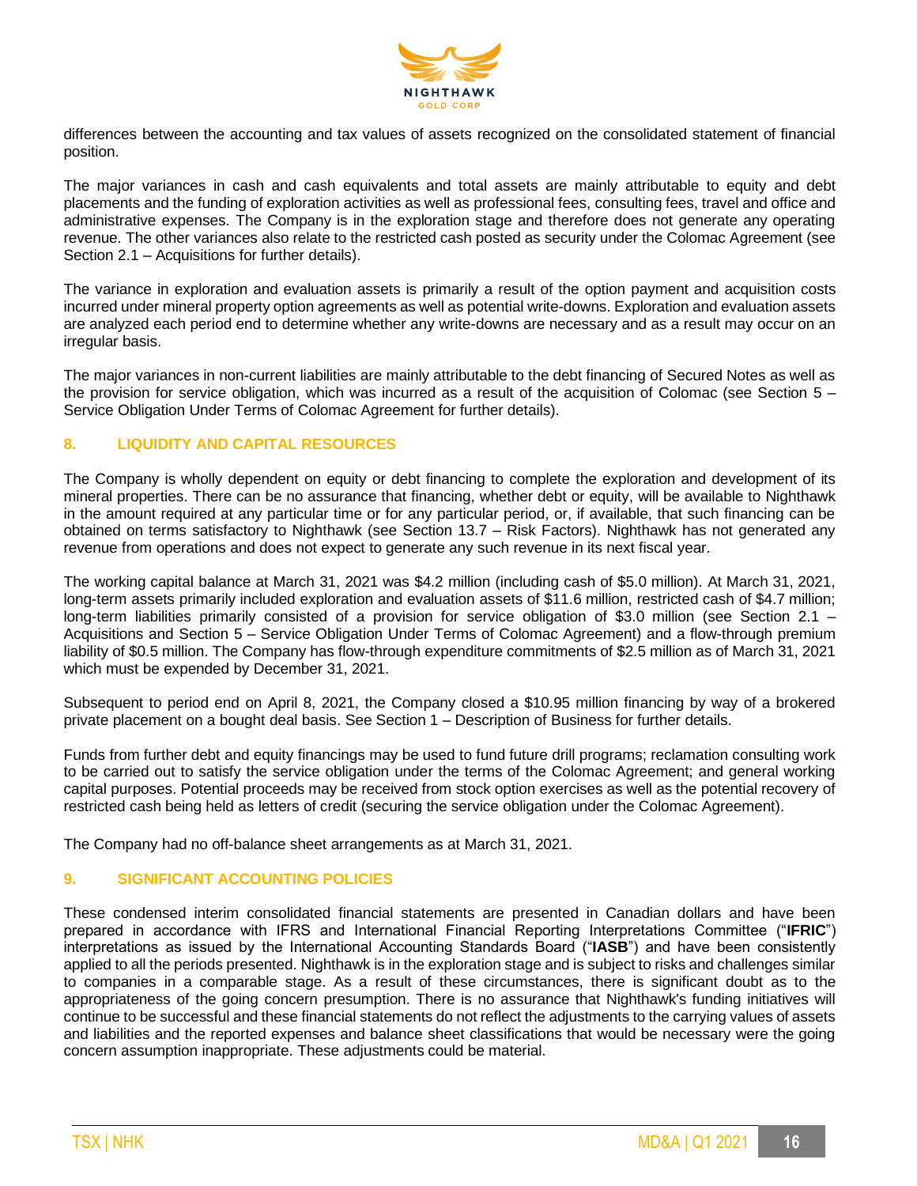differences between the accounting and tax values of assets recognized on the consolidated statement of financial position.

The major variances in cash and cash equivalents and total assets are mainly attributable to equity and debt placements and the funding of exploration activities as well as professional fees, consulting fees, travel and office and administrative expenses. The Company is in the exploration stage and therefore does not generate any operating revenue. The other variances also relate to the restricted cash posted as security under the Colomac Agreement (see Section 2.1 – Acquisitions for further details).

The variance in exploration and evaluation assets is primarily a result of the option payment and acquisition costs incurred under mineral property option agreements as well as potential write-downs. Exploration and evaluation assets are analyzed each period end to determine whether any write-downs are necessary and as a result may occur on an irregular basis.

The major variances in non-current liabilities are mainly attributable to the debt financing of Secured Notes as well as the provision for service obligation, which was incurred as a result of the acquisition of Colomac (see Section 5 – Service Obligation Under Terms of Colomac Agreement for further details).

## 8. LIQUIDITY AND CAPITAL RESOURCES

The Company is wholly dependent on equity or debt financing to complete the exploration and development of its mineral properties. There can be no assurance that financing, whether debt or equity, will be available to Nighthawk in the amount required at any particular time or for any particular period, or, if available, that such financing can be obtained on terms satisfactory to Nighthawk (see Section 13.7 – Risk Factors). Nighthawk has not generated any revenue from operations and does not expect to generate any such revenue in its next fiscal year.

The working capital balance at March 31, 2021 was $4.2 million (including cash of $5.0 million). At March 31, 2021, long-term assets primarily included exploration and evaluation assets of $11.6 million, restricted cash of $4.7 million; long-term liabilities primarily consisted of a provision for service obligation of $3.0 million (see Section 2.1 – Acquisitions and Section 5 – Service Obligation Under Terms of Colomac Agreement) and a flow-through premium liability of $0.5 million. The Company has flow-through expenditure commitments of $2.5 million as of March 31, 2021 which must be expended by December 31, 2021.

Subsequent to period end on April 8, 2021, the Company closed a $10.95 million financing by way of a brokered private placement on a bought deal basis. See Section 1 – Description of Business for further details.

Funds from further debt and equity financings may be used to fund future drill programs; reclamation consulting work to be carried out to satisfy the service obligation under the terms of the Colomac Agreement; and general working capital purposes. Potential proceeds may be received from stock option exercises as well as the potential recovery of restricted cash being held as letters of credit (securing the service obligation under the Colomac Agreement).

The Company had no off-balance sheet arrangements as at March 31, 2021.

## 9. SIGNIFICANT ACCOUNTING POLICIES

These condensed interim consolidated financial statements are presented in Canadian dollars and have been prepared in accordance with IFRS and International Financial Reporting Interpretations Committee ("**IFRIC**") interpretations as issued by the International Accounting Standards Board ("**IASB**") and have been consistently applied to all the periods presented. Nighthawk is in the exploration stage and is subject to risks and challenges similar to companies in a comparable stage. As a result of these circumstances, there is significant doubt as to the appropriateness of the going concern presumption. There is no assurance that Nighthawk's funding initiatives will continue to be successful and these financial statements do not reflect the adjustments to the carrying values of assets and liabilities and the reported expenses and balance sheet classifications that would be necessary were the going concern assumption inappropriate. These adjustments could be material.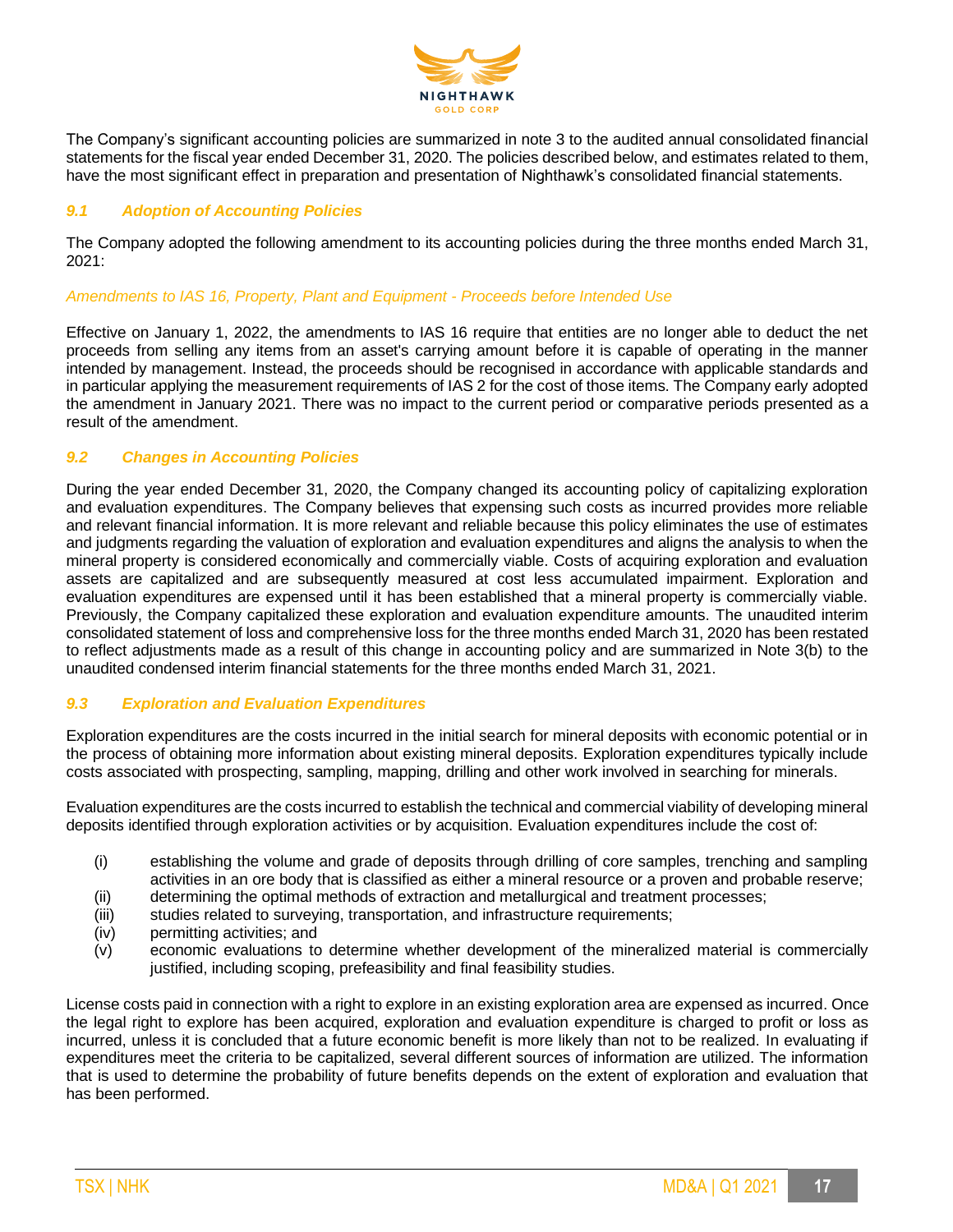The Company's significant accounting policies are summarized in note 3 to the audited annual consolidated financial statements for the fiscal year ended December 31, 2020. The policies described below, and estimates related to them, have the most significant effect in preparation and presentation of Nighthawk's consolidated financial statements.

### *9.1 Adoption of Accounting Policies*

The Company adopted the following amendment to its accounting policies during the three months ended March 31, 2021:

*Amendments to IAS 16, Property, Plant and Equipment - Proceeds before Intended Use*

Effective on January 1, 2022, the amendments to IAS 16 require that entities are no longer able to deduct the net proceeds from selling any items from an asset's carrying amount before it is capable of operating in the manner intended by management. Instead, the proceeds should be recognised in accordance with applicable standards and in particular applying the measurement requirements of IAS 2 for the cost of those items. The Company early adopted the amendment in January 2021. There was no impact to the current period or comparative periods presented as a result of the amendment.

### *9.2 Changes in Accounting Policies*

During the year ended December 31, 2020, the Company changed its accounting policy of capitalizing exploration and evaluation expenditures. The Company believes that expensing such costs as incurred provides more reliable and relevant financial information. It is more relevant and reliable because this policy eliminates the use of estimates and judgments regarding the valuation of exploration and evaluation expenditures and aligns the analysis to when the mineral property is considered economically and commercially viable. Costs of acquiring exploration and evaluation assets are capitalized and are subsequently measured at cost less accumulated impairment. Exploration and evaluation expenditures are expensed until it has been established that a mineral property is commercially viable. Previously, the Company capitalized these exploration and evaluation expenditure amounts. The unaudited interim consolidated statement of loss and comprehensive loss for the three months ended March 31, 2020 has been restated to reflect adjustments made as a result of this change in accounting policy and are summarized in Note 3(b) to the unaudited condensed interim financial statements for the three months ended March 31, 2021.

### *9.3 Exploration and Evaluation Expenditures*

Exploration expenditures are the costs incurred in the initial search for mineral deposits with economic potential or in the process of obtaining more information about existing mineral deposits. Exploration expenditures typically include costs associated with prospecting, sampling, mapping, drilling and other work involved in searching for minerals.

Evaluation expenditures are the costs incurred to establish the technical and commercial viability of developing mineral deposits identified through exploration activities or by acquisition. Evaluation expenditures include the cost of:

- (i) establishing the volume and grade of deposits through drilling of core samples, trenching and sampling activities in an ore body that is classified as either a mineral resource or a proven and probable reserve;
- (ii) determining the optimal methods of extraction and metallurgical and treatment processes;
- (iii) studies related to surveying, transportation, and infrastructure requirements;
- (iv) permitting activities; and
- (v) economic evaluations to determine whether development of the mineralized material is commercially justified, including scoping, prefeasibility and final feasibility studies.

License costs paid in connection with a right to explore in an existing exploration area are expensed as incurred. Once the legal right to explore has been acquired, exploration and evaluation expenditure is charged to profit or loss as incurred, unless it is concluded that a future economic benefit is more likely than not to be realized. In evaluating if expenditures meet the criteria to be capitalized, several different sources of information are utilized. The information that is used to determine the probability of future benefits depends on the extent of exploration and evaluation that has been performed.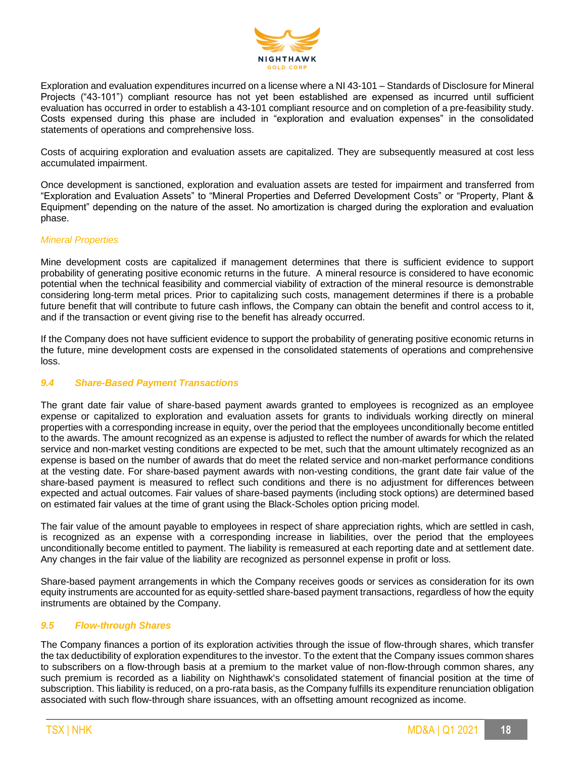Exploration and evaluation expenditures incurred on a license where a NI 43-101 – Standards of Disclosure for Mineral Projects ("43-101") compliant resource has not yet been established are expensed as incurred until sufficient evaluation has occurred in order to establish a 43-101 compliant resource and on completion of a pre-feasibility study. Costs expensed during this phase are included in "exploration and evaluation expenses" in the consolidated statements of operations and comprehensive loss.

Costs of acquiring exploration and evaluation assets are capitalized. They are subsequently measured at cost less accumulated impairment.

Once development is sanctioned, exploration and evaluation assets are tested for impairment and transferred from "Exploration and Evaluation Assets" to "Mineral Properties and Deferred Development Costs" or "Property, Plant & Equipment" depending on the nature of the asset. No amortization is charged during the exploration and evaluation phase.

*Mineral Properties*

Mine development costs are capitalized if management determines that there is sufficient evidence to support probability of generating positive economic returns in the future. A mineral resource is considered to have economic potential when the technical feasibility and commercial viability of extraction of the mineral resource is demonstrable considering long-term metal prices. Prior to capitalizing such costs, management determines if there is a probable future benefit that will contribute to future cash inflows, the Company can obtain the benefit and control access to it, and if the transaction or event giving rise to the benefit has already occurred.

If the Company does not have sufficient evidence to support the probability of generating positive economic returns in the future, mine development costs are expensed in the consolidated statements of operations and comprehensive loss.

### *9.4 Share-Based Payment Transactions*

The grant date fair value of share-based payment awards granted to employees is recognized as an employee expense or capitalized to exploration and evaluation assets for grants to individuals working directly on mineral properties with a corresponding increase in equity, over the period that the employees unconditionally become entitled to the awards. The amount recognized as an expense is adjusted to reflect the number of awards for which the related service and non-market vesting conditions are expected to be met, such that the amount ultimately recognized as an expense is based on the number of awards that do meet the related service and non-market performance conditions at the vesting date. For share-based payment awards with non-vesting conditions, the grant date fair value of the share-based payment is measured to reflect such conditions and there is no adjustment for differences between expected and actual outcomes. Fair values of share-based payments (including stock options) are determined based on estimated fair values at the time of grant using the Black-Scholes option pricing model.

The fair value of the amount payable to employees in respect of share appreciation rights, which are settled in cash, is recognized as an expense with a corresponding increase in liabilities, over the period that the employees unconditionally become entitled to payment. The liability is remeasured at each reporting date and at settlement date. Any changes in the fair value of the liability are recognized as personnel expense in profit or loss.

Share-based payment arrangements in which the Company receives goods or services as consideration for its own equity instruments are accounted for as equity-settled share-based payment transactions, regardless of how the equity instruments are obtained by the Company.

### *9.5 Flow-through Shares*

The Company finances a portion of its exploration activities through the issue of flow-through shares, which transfer the tax deductibility of exploration expenditures to the investor. To the extent that the Company issues common shares to subscribers on a flow-through basis at a premium to the market value of non-flow-through common shares, any such premium is recorded as a liability on Nighthawk's consolidated statement of financial position at the time of subscription. This liability is reduced, on a pro-rata basis, as the Company fulfills its expenditure renunciation obligation associated with such flow-through share issuances, with an offsetting amount recognized as income.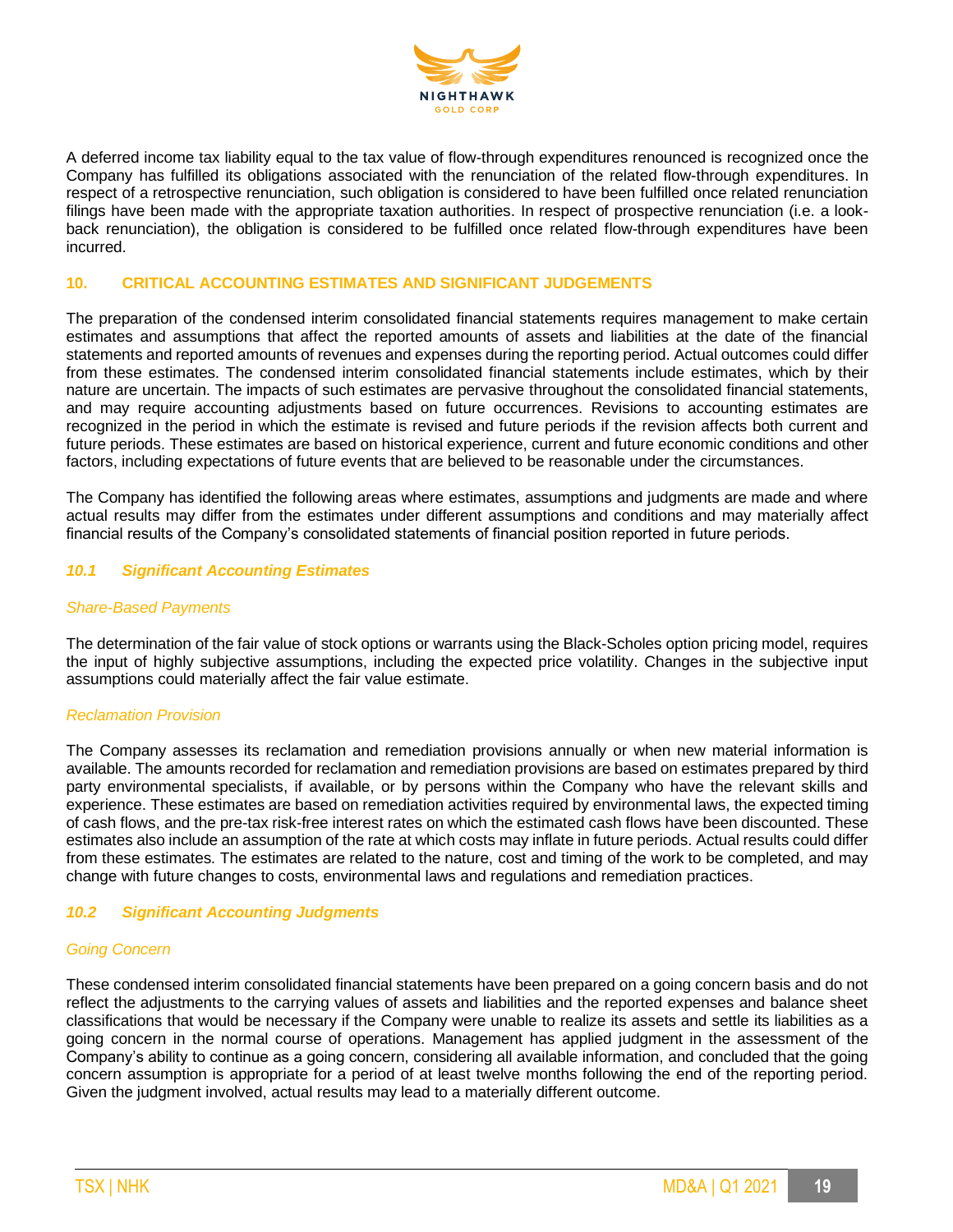A deferred income tax liability equal to the tax value of flow-through expenditures renounced is recognized once the Company has fulfilled its obligations associated with the renunciation of the related flow-through expenditures. In respect of a retrospective renunciation, such obligation is considered to have been fulfilled once related renunciation filings have been made with the appropriate taxation authorities. In respect of prospective renunciation (i.e. a look-back renunciation), the obligation is considered to be fulfilled once related flow-through expenditures have been incurred.

## 10. CRITICAL ACCOUNTING ESTIMATES AND SIGNIFICANT JUDGEMENTS

The preparation of the condensed interim consolidated financial statements requires management to make certain estimates and assumptions that affect the reported amounts of assets and liabilities at the date of the financial statements and reported amounts of revenues and expenses during the reporting period. Actual outcomes could differ from these estimates. The condensed interim consolidated financial statements include estimates, which by their nature are uncertain. The impacts of such estimates are pervasive throughout the consolidated financial statements, and may require accounting adjustments based on future occurrences. Revisions to accounting estimates are recognized in the period in which the estimate is revised and future periods if the revision affects both current and future periods. These estimates are based on historical experience, current and future economic conditions and other factors, including expectations of future events that are believed to be reasonable under the circumstances.

The Company has identified the following areas where estimates, assumptions and judgments are made and where actual results may differ from the estimates under different assumptions and conditions and may materially affect financial results of the Company's consolidated statements of financial position reported in future periods.

### *10.1 Significant Accounting Estimates*

*Share-Based Payments*

The determination of the fair value of stock options or warrants using the Black-Scholes option pricing model, requires the input of highly subjective assumptions, including the expected price volatility. Changes in the subjective input assumptions could materially affect the fair value estimate.

*Reclamation Provision*

The Company assesses its reclamation and remediation provisions annually or when new material information is available. The amounts recorded for reclamation and remediation provisions are based on estimates prepared by third party environmental specialists, if available, or by persons within the Company who have the relevant skills and experience. These estimates are based on remediation activities required by environmental laws, the expected timing of cash flows, and the pre-tax risk-free interest rates on which the estimated cash flows have been discounted. These estimates also include an assumption of the rate at which costs may inflate in future periods. Actual results could differ from these estimates. The estimates are related to the nature, cost and timing of the work to be completed, and may change with future changes to costs, environmental laws and regulations and remediation practices.

### *10.2 Significant Accounting Judgments*

*Going Concern*

These condensed interim consolidated financial statements have been prepared on a going concern basis and do not reflect the adjustments to the carrying values of assets and liabilities and the reported expenses and balance sheet classifications that would be necessary if the Company were unable to realize its assets and settle its liabilities as a going concern in the normal course of operations. Management has applied judgment in the assessment of the Company's ability to continue as a going concern, considering all available information, and concluded that the going concern assumption is appropriate for a period of at least twelve months following the end of the reporting period. Given the judgment involved, actual results may lead to a materially different outcome.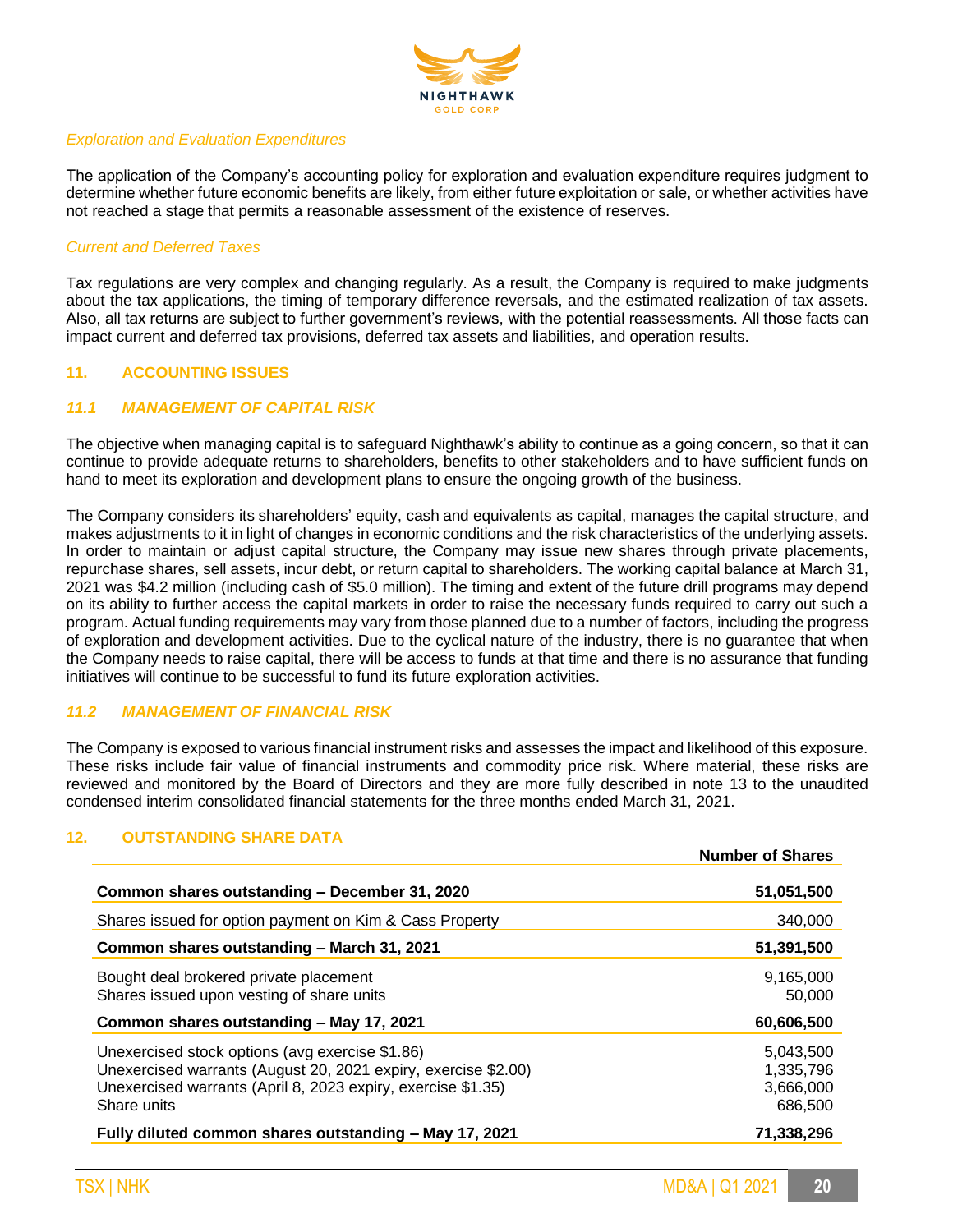*Exploration and Evaluation Expenditures*

The application of the Company's accounting policy for exploration and evaluation expenditure requires judgment to determine whether future economic benefits are likely, from either future exploitation or sale, or whether activities have not reached a stage that permits a reasonable assessment of the existence of reserves.

*Current and Deferred Taxes*

Tax regulations are very complex and changing regularly. As a result, the Company is required to make judgments about the tax applications, the timing of temporary difference reversals, and the estimated realization of tax assets. Also, all tax returns are subject to further government's reviews, with the potential reassessments. All those facts can impact current and deferred tax provisions, deferred tax assets and liabilities, and operation results.

## 11. ACCOUNTING ISSUES

### *11.1 MANAGEMENT OF CAPITAL RISK*

The objective when managing capital is to safeguard Nighthawk's ability to continue as a going concern, so that it can continue to provide adequate returns to shareholders, benefits to other stakeholders and to have sufficient funds on hand to meet its exploration and development plans to ensure the ongoing growth of the business.

The Company considers its shareholders' equity, cash and equivalents as capital, manages the capital structure, and makes adjustments to it in light of changes in economic conditions and the risk characteristics of the underlying assets. In order to maintain or adjust capital structure, the Company may issue new shares through private placements, repurchase shares, sell assets, incur debt, or return capital to shareholders. The working capital balance at March 31, 2021 was $4.2 million (including cash of $5.0 million). The timing and extent of the future drill programs may depend on its ability to further access the capital markets in order to raise the necessary funds required to carry out such a program. Actual funding requirements may vary from those planned due to a number of factors, including the progress of exploration and development activities. Due to the cyclical nature of the industry, there is no guarantee that when the Company needs to raise capital, there will be access to funds at that time and there is no assurance that funding initiatives will continue to be successful to fund its future exploration activities.

### *11.2 MANAGEMENT OF FINANCIAL RISK*

The Company is exposed to various financial instrument risks and assesses the impact and likelihood of this exposure. These risks include fair value of financial instruments and commodity price risk. Where material, these risks are reviewed and monitored by the Board of Directors and they are more fully described in note 13 to the unaudited condensed interim consolidated financial statements for the three months ended March 31, 2021.

## 12. OUTSTANDING SHARE DATA

| | Number of Shares |
|---|---|
| **Common shares outstanding – December 31, 2020** | **51,051,500** |
| Shares issued for option payment on Kim & Cass Property | 340,000 |
| **Common shares outstanding – March 31, 2021** | **51,391,500** |
| Bought deal brokered private placement | 9,165,000 |
| Shares issued upon vesting of share units | 50,000 |
| **Common shares outstanding – May 17, 2021** | **60,606,500** |
| Unexercised stock options (avg exercise $1.86) | 5,043,500 |
| Unexercised warrants (August 20, 2021 expiry, exercise $2.00) | 1,335,796 |
| Unexercised warrants (April 8, 2023 expiry, exercise $1.35) | 3,666,000 |
| Share units | 686,500 |
| **Fully diluted common shares outstanding – May 17, 2021** | **71,338,296** |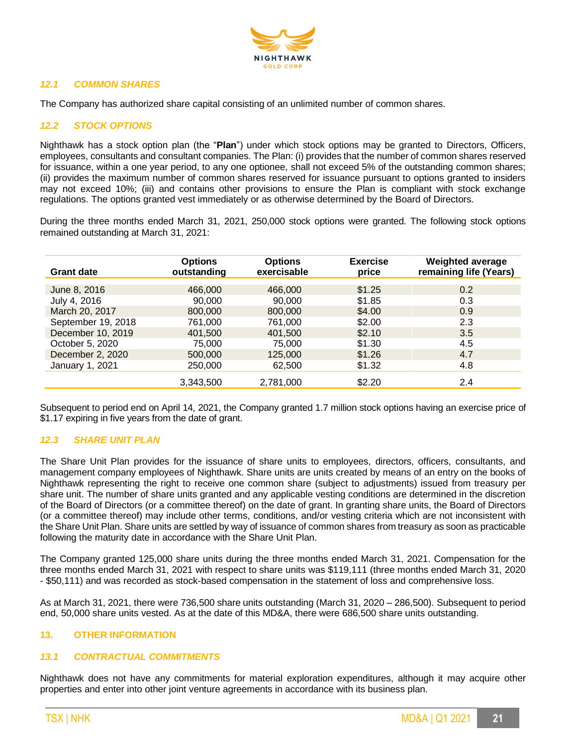### 12.1 COMMON SHARES

The Company has authorized share capital consisting of an unlimited number of common shares.

### 12.2 STOCK OPTIONS

Nighthawk has a stock option plan (the "**Plan**") under which stock options may be granted to Directors, Officers, employees, consultants and consultant companies. The Plan: (i) provides that the number of common shares reserved for issuance, within a one year period, to any one optionee, shall not exceed 5% of the outstanding common shares; (ii) provides the maximum number of common shares reserved for issuance pursuant to options granted to insiders may not exceed 10%; (iii) and contains other provisions to ensure the Plan is compliant with stock exchange regulations. The options granted vest immediately or as otherwise determined by the Board of Directors.

During the three months ended March 31, 2021, 250,000 stock options were granted. The following stock options remained outstanding at March 31, 2021:

| Grant date | Options outstanding | Options exercisable | Exercise price | Weighted average remaining life (Years) |
|---|---|---|---|---|
| June 8, 2016 | 466,000 | 466,000 | $1.25 | 0.2 |
| July 4, 2016 | 90,000 | 90,000 | $1.85 | 0.3 |
| March 20, 2017 | 800,000 | 800,000 | $4.00 | 0.9 |
| September 19, 2018 | 761,000 | 761,000 | $2.00 | 2.3 |
| December 10, 2019 | 401,500 | 401,500 | $2.10 | 3.5 |
| October 5, 2020 | 75,000 | 75,000 | $1.30 | 4.5 |
| December 2, 2020 | 500,000 | 125,000 | $1.26 | 4.7 |
| January 1, 2021 | 250,000 | 62,500 | $1.32 | 4.8 |
| | 3,343,500 | 2,781,000 | $2.20 | 2.4 |

Subsequent to period end on April 14, 2021, the Company granted 1.7 million stock options having an exercise price of $1.17 expiring in five years from the date of grant.

### 12.3 SHARE UNIT PLAN

The Share Unit Plan provides for the issuance of share units to employees, directors, officers, consultants, and management company employees of Nighthawk. Share units are units created by means of an entry on the books of Nighthawk representing the right to receive one common share (subject to adjustments) issued from treasury per share unit. The number of share units granted and any applicable vesting conditions are determined in the discretion of the Board of Directors (or a committee thereof) on the date of grant. In granting share units, the Board of Directors (or a committee thereof) may include other terms, conditions, and/or vesting criteria which are not inconsistent with the Share Unit Plan. Share units are settled by way of issuance of common shares from treasury as soon as practicable following the maturity date in accordance with the Share Unit Plan.

The Company granted 125,000 share units during the three months ended March 31, 2021. Compensation for the three months ended March 31, 2021 with respect to share units was $119,111 (three months ended March 31, 2020 - $50,111) and was recorded as stock-based compensation in the statement of loss and comprehensive loss.

As at March 31, 2021, there were 736,500 share units outstanding (March 31, 2020 – 286,500). Subsequent to period end, 50,000 share units vested. As at the date of this MD&A, there were 686,500 share units outstanding.

## 13. OTHER INFORMATION

### 13.1 CONTRACTUAL COMMITMENTS

Nighthawk does not have any commitments for material exploration expenditures, although it may acquire other properties and enter into other joint venture agreements in accordance with its business plan.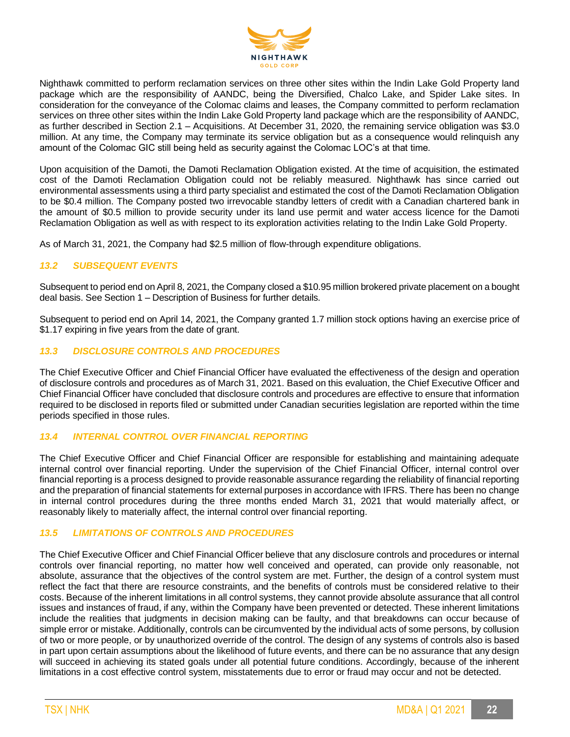Nighthawk committed to perform reclamation services on three other sites within the Indin Lake Gold Property land package which are the responsibility of AANDC, being the Diversified, Chalco Lake, and Spider Lake sites. In consideration for the conveyance of the Colomac claims and leases, the Company committed to perform reclamation services on three other sites within the Indin Lake Gold Property land package which are the responsibility of AANDC, as further described in Section 2.1 – Acquisitions. At December 31, 2020, the remaining service obligation was $3.0 million. At any time, the Company may terminate its service obligation but as a consequence would relinquish any amount of the Colomac GIC still being held as security against the Colomac LOC's at that time.

Upon acquisition of the Damoti, the Damoti Reclamation Obligation existed. At the time of acquisition, the estimated cost of the Damoti Reclamation Obligation could not be reliably measured. Nighthawk has since carried out environmental assessments using a third party specialist and estimated the cost of the Damoti Reclamation Obligation to be $0.4 million. The Company posted two irrevocable standby letters of credit with a Canadian chartered bank in the amount of $0.5 million to provide security under its land use permit and water access licence for the Damoti Reclamation Obligation as well as with respect to its exploration activities relating to the Indin Lake Gold Property.

As of March 31, 2021, the Company had $2.5 million of flow-through expenditure obligations.

### *13.2 SUBSEQUENT EVENTS*

Subsequent to period end on April 8, 2021, the Company closed a $10.95 million brokered private placement on a bought deal basis. See Section 1 – Description of Business for further details.

Subsequent to period end on April 14, 2021, the Company granted 1.7 million stock options having an exercise price of $1.17 expiring in five years from the date of grant.

### *13.3 DISCLOSURE CONTROLS AND PROCEDURES*

The Chief Executive Officer and Chief Financial Officer have evaluated the effectiveness of the design and operation of disclosure controls and procedures as of March 31, 2021. Based on this evaluation, the Chief Executive Officer and Chief Financial Officer have concluded that disclosure controls and procedures are effective to ensure that information required to be disclosed in reports filed or submitted under Canadian securities legislation are reported within the time periods specified in those rules.

### *13.4 INTERNAL CONTROL OVER FINANCIAL REPORTING*

The Chief Executive Officer and Chief Financial Officer are responsible for establishing and maintaining adequate internal control over financial reporting. Under the supervision of the Chief Financial Officer, internal control over financial reporting is a process designed to provide reasonable assurance regarding the reliability of financial reporting and the preparation of financial statements for external purposes in accordance with IFRS. There has been no change in internal control procedures during the three months ended March 31, 2021 that would materially affect, or reasonably likely to materially affect, the internal control over financial reporting.

### *13.5 LIMITATIONS OF CONTROLS AND PROCEDURES*

The Chief Executive Officer and Chief Financial Officer believe that any disclosure controls and procedures or internal controls over financial reporting, no matter how well conceived and operated, can provide only reasonable, not absolute, assurance that the objectives of the control system are met. Further, the design of a control system must reflect the fact that there are resource constraints, and the benefits of controls must be considered relative to their costs. Because of the inherent limitations in all control systems, they cannot provide absolute assurance that all control issues and instances of fraud, if any, within the Company have been prevented or detected. These inherent limitations include the realities that judgments in decision making can be faulty, and that breakdowns can occur because of simple error or mistake. Additionally, controls can be circumvented by the individual acts of some persons, by collusion of two or more people, or by unauthorized override of the control. The design of any systems of controls also is based in part upon certain assumptions about the likelihood of future events, and there can be no assurance that any design will succeed in achieving its stated goals under all potential future conditions. Accordingly, because of the inherent limitations in a cost effective control system, misstatements due to error or fraud may occur and not be detected.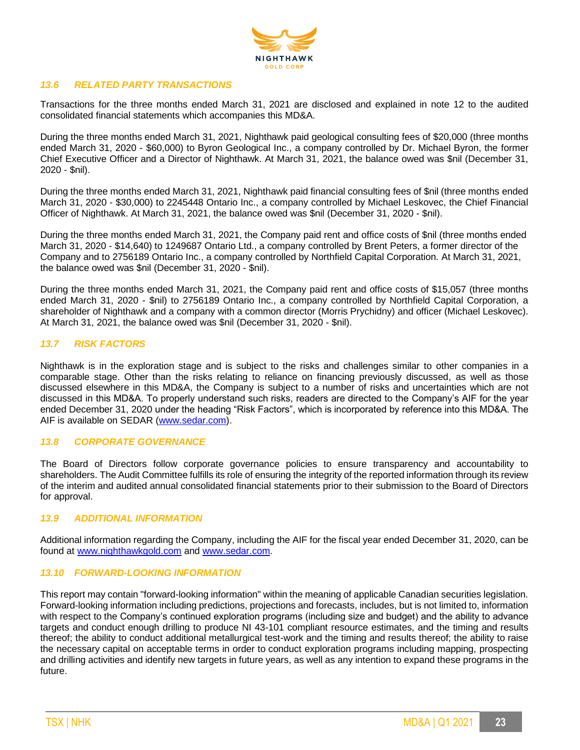### *13.6 RELATED PARTY TRANSACTIONS*

Transactions for the three months ended March 31, 2021 are disclosed and explained in note 12 to the audited consolidated financial statements which accompanies this MD&A.

During the three months ended March 31, 2021, Nighthawk paid geological consulting fees of $20,000 (three months ended March 31, 2020 - $60,000) to Byron Geological Inc., a company controlled by Dr. Michael Byron, the former Chief Executive Officer and a Director of Nighthawk. At March 31, 2021, the balance owed was $nil (December 31, 2020 - $nil).

During the three months ended March 31, 2021, Nighthawk paid financial consulting fees of $nil (three months ended March 31, 2020 - $30,000) to 2245448 Ontario Inc., a company controlled by Michael Leskovec, the Chief Financial Officer of Nighthawk. At March 31, 2021, the balance owed was $nil (December 31, 2020 - $nil).

During the three months ended March 31, 2021, the Company paid rent and office costs of $nil (three months ended March 31, 2020 - $14,640) to 1249687 Ontario Ltd., a company controlled by Brent Peters, a former director of the Company and to 2756189 Ontario Inc., a company controlled by Northfield Capital Corporation. At March 31, 2021, the balance owed was $nil (December 31, 2020 - $nil).

During the three months ended March 31, 2021, the Company paid rent and office costs of $15,057 (three months ended March 31, 2020 - $nil) to 2756189 Ontario Inc., a company controlled by Northfield Capital Corporation, a shareholder of Nighthawk and a company with a common director (Morris Prychidny) and officer (Michael Leskovec). At March 31, 2021, the balance owed was $nil (December 31, 2020 - $nil).

### *13.7 RISK FACTORS*

Nighthawk is in the exploration stage and is subject to the risks and challenges similar to other companies in a comparable stage. Other than the risks relating to reliance on financing previously discussed, as well as those discussed elsewhere in this MD&A, the Company is subject to a number of risks and uncertainties which are not discussed in this MD&A. To properly understand such risks, readers are directed to the Company's AIF for the year ended December 31, 2020 under the heading "Risk Factors", which is incorporated by reference into this MD&A. The AIF is available on SEDAR (www.sedar.com).

### *13.8 CORPORATE GOVERNANCE*

The Board of Directors follow corporate governance policies to ensure transparency and accountability to shareholders. The Audit Committee fulfills its role of ensuring the integrity of the reported information through its review of the interim and audited annual consolidated financial statements prior to their submission to the Board of Directors for approval.

### *13.9 ADDITIONAL INFORMATION*

Additional information regarding the Company, including the AIF for the fiscal year ended December 31, 2020, can be found at www.nighthawkgold.com and www.sedar.com.

### *13.10 FORWARD-LOOKING INFORMATION*

This report may contain "forward-looking information" within the meaning of applicable Canadian securities legislation. Forward-looking information including predictions, projections and forecasts, includes, but is not limited to, information with respect to the Company's continued exploration programs (including size and budget) and the ability to advance targets and conduct enough drilling to produce NI 43-101 compliant resource estimates, and the timing and results thereof; the ability to conduct additional metallurgical test-work and the timing and results thereof; the ability to raise the necessary capital on acceptable terms in order to conduct exploration programs including mapping, prospecting and drilling activities and identify new targets in future years, as well as any intention to expand these programs in the future.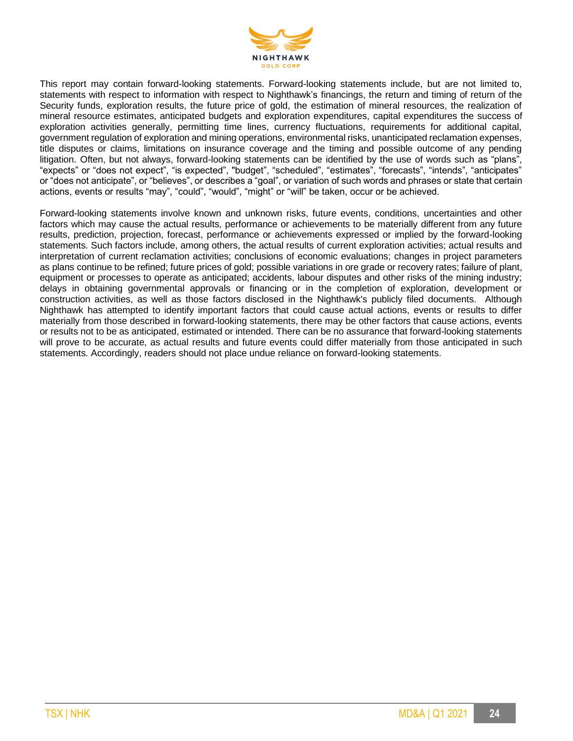This report may contain forward-looking statements. Forward-looking statements include, but are not limited to, statements with respect to information with respect to Nighthawk's financings, the return and timing of return of the Security funds, exploration results, the future price of gold, the estimation of mineral resources, the realization of mineral resource estimates, anticipated budgets and exploration expenditures, capital expenditures the success of exploration activities generally, permitting time lines, currency fluctuations, requirements for additional capital, government regulation of exploration and mining operations, environmental risks, unanticipated reclamation expenses, title disputes or claims, limitations on insurance coverage and the timing and possible outcome of any pending litigation. Often, but not always, forward-looking statements can be identified by the use of words such as "plans", "expects" or "does not expect", "is expected", "budget", "scheduled", "estimates", "forecasts", "intends", "anticipates" or "does not anticipate", or "believes", or describes a "goal", or variation of such words and phrases or state that certain actions, events or results "may", "could", "would", "might" or "will" be taken, occur or be achieved.

Forward-looking statements involve known and unknown risks, future events, conditions, uncertainties and other factors which may cause the actual results, performance or achievements to be materially different from any future results, prediction, projection, forecast, performance or achievements expressed or implied by the forward-looking statements. Such factors include, among others, the actual results of current exploration activities; actual results and interpretation of current reclamation activities; conclusions of economic evaluations; changes in project parameters as plans continue to be refined; future prices of gold; possible variations in ore grade or recovery rates; failure of plant, equipment or processes to operate as anticipated; accidents, labour disputes and other risks of the mining industry; delays in obtaining governmental approvals or financing or in the completion of exploration, development or construction activities, as well as those factors disclosed in the Nighthawk's publicly filed documents. Although Nighthawk has attempted to identify important factors that could cause actual actions, events or results to differ materially from those described in forward-looking statements, there may be other factors that cause actions, events or results not to be as anticipated, estimated or intended. There can be no assurance that forward-looking statements will prove to be accurate, as actual results and future events could differ materially from those anticipated in such statements. Accordingly, readers should not place undue reliance on forward-looking statements.